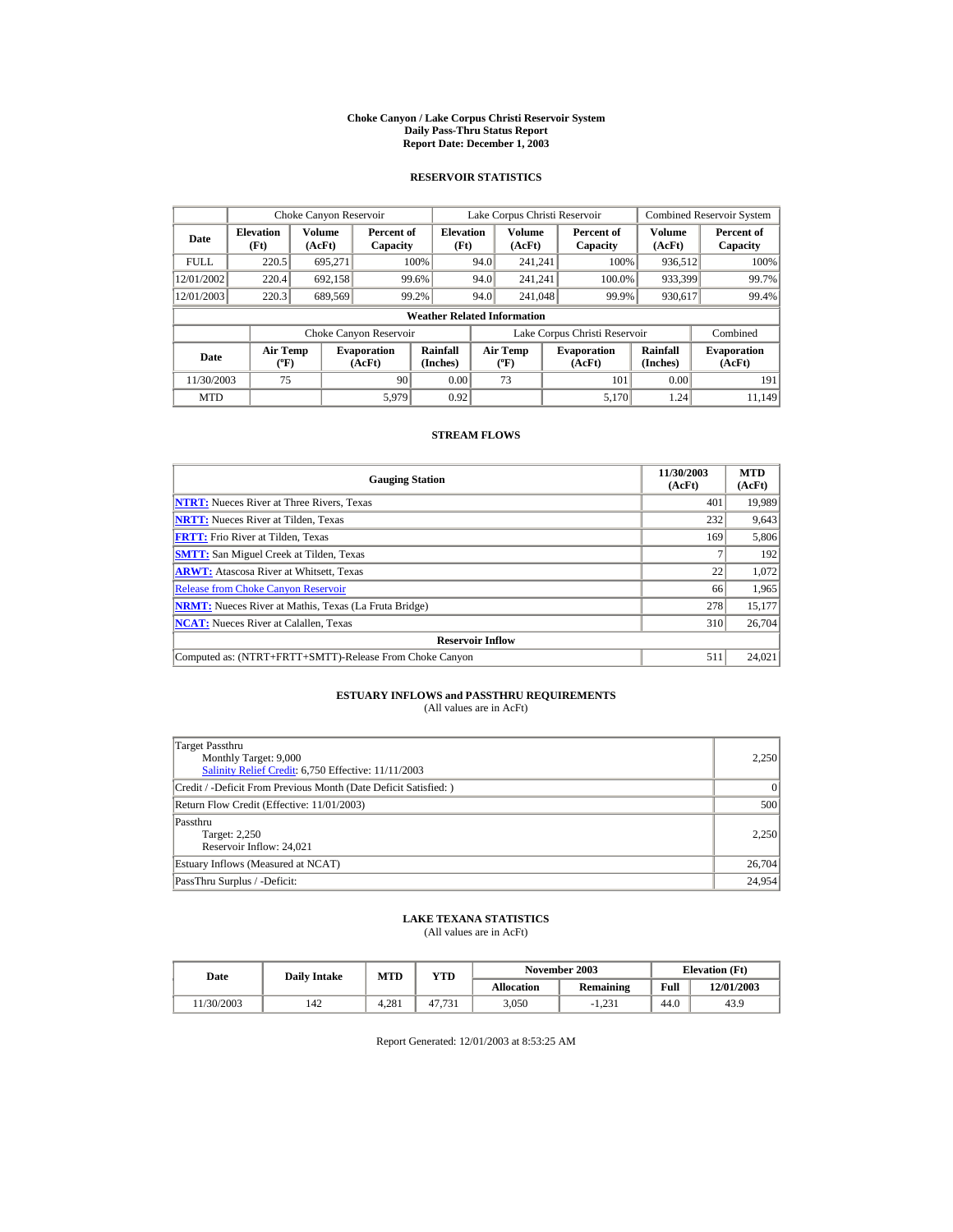# Choke Canyon / Lake Corpus Christi Reservoir System
## Daily Pass-Thru Status Report
### Report Date: December 1, 2003

## RESERVOIR STATISTICS

| Date | Choke Canyon Reservoir | | | Lake Corpus Christi Reservoir | | | Combined Reservoir System | |
|---|---|---|---|---|---|---|---|---|
| | Elevation (Ft) | Volume (AcFt) | Percent of Capacity | Elevation (Ft) | Volume (AcFt) | Percent of Capacity | Volume (AcFt) | Percent of Capacity |
| FULL | 220.5 | 695,271 | 100% | 94.0 | 241,241 | 100% | 936,512 | 100% |
| 12/01/2002 | 220.4 | 692,158 | 99.6% | 94.0 | 241,241 | 100.0% | 933,399 | 99.7% |
| 12/01/2003 | 220.3 | 689,569 | 99.2% | 94.0 | 241,048 | 99.9% | 930,617 | 99.4% |

**Weather Related Information**

| Date | Choke Canyon Reservoir | | | Lake Corpus Christi Reservoir | | | Combined |
|---|---|---|---|---|---|---|---|
| | Air Temp (ºF) | Evaporation (AcFt) | Rainfall (Inches) | Air Temp (ºF) | Evaporation (AcFt) | Rainfall (Inches) | Evaporation (AcFt) |
| 11/30/2003 | 75 | 90 | 0.00 | 73 | 101 | 0.00 | 191 |
| MTD | | 5,979 | 0.92 | | 5,170 | 1.24 | 11,149 |

## STREAM FLOWS

| Gauging Station | 11/30/2003 (AcFt) | MTD (AcFt) |
|---|---|---|
| NTRT: Nueces River at Three Rivers, Texas | 401 | 19,989 |
| NRTT: Nueces River at Tilden, Texas | 232 | 9,643 |
| FRTT: Frio River at Tilden, Texas | 169 | 5,806 |
| SMTT: San Miguel Creek at Tilden, Texas | 7 | 192 |
| ARWT: Atascosa River at Whitsett, Texas | 22 | 1,072 |
| Release from Choke Canyon Reservoir | 66 | 1,965 |
| NRMT: Nueces River at Mathis, Texas (La Fruta Bridge) | 278 | 15,177 |
| NCAT: Nueces River at Calallen, Texas | 310 | 26,704 |
| **Reservoir Inflow** | | |
| Computed as: (NTRT+FRTT+SMTT)-Release From Choke Canyon | 511 | 24,021 |

## ESTUARY INFLOWS and PASSTHRU REQUIREMENTS

(All values are in AcFt)

| | |
|---|---|
| Target Passthru<br>Monthly Target: 9,000<br>Salinity Relief Credit: 6,750 Effective: 11/11/2003 | 2,250 |
| Credit / -Deficit From Previous Month (Date Deficit Satisfied: ) | 0 |
| Return Flow Credit (Effective: 11/01/2003) | 500 |
| Passthru<br>Target: 2,250<br>Reservoir Inflow: 24,021 | 2,250 |
| Estuary Inflows (Measured at NCAT) | 26,704 |
| PassThru Surplus / -Deficit: | 24,954 |

## LAKE TEXANA STATISTICS

(All values are in AcFt)

| Date | Daily Intake | MTD | YTD | November 2003 | | Elevation (Ft) | |
|---|---|---|---|---|---|---|---|
| | | | | Allocation | Remaining | Full | 12/01/2003 |
| 11/30/2003 | 142 | 4,281 | 47,731 | 3,050 | -1,231 | 44.0 | 43.9 |

Report Generated: 12/01/2003 at 8:53:25 AM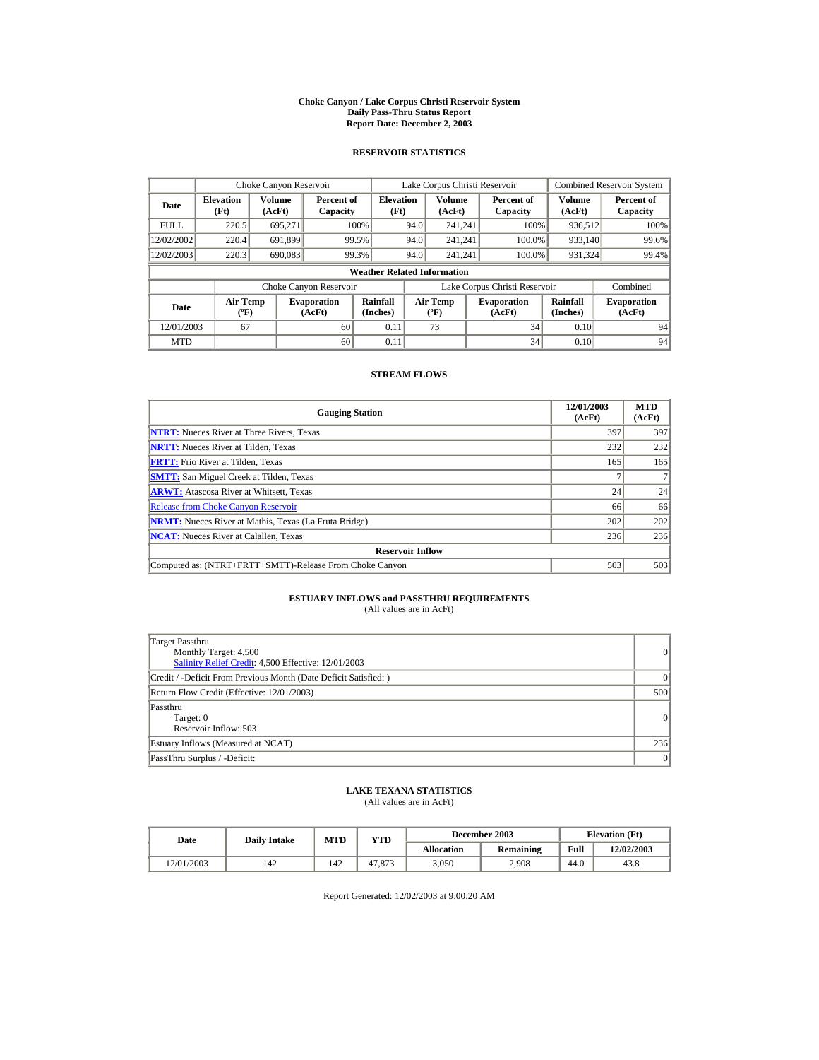# Choke Canyon / Lake Corpus Christi Reservoir System
## Daily Pass-Thru Status Report
## Report Date: December 2, 2003

### RESERVOIR STATISTICS

| Date | Choke Canyon Reservoir | | | Lake Corpus Christi Reservoir | | | Combined Reservoir System | |
|---|---|---|---|---|---|---|---|---|
| | Elevation (Ft) | Volume (AcFt) | Percent of Capacity | Elevation (Ft) | Volume (AcFt) | Percent of Capacity | Volume (AcFt) | Percent of Capacity |
| FULL | 220.5 | 695,271 | 100% | 94.0 | 241,241 | 100% | 936,512 | 100% |
| 12/02/2002 | 220.4 | 691,899 | 99.5% | 94.0 | 241,241 | 100.0% | 933,140 | 99.6% |
| 12/02/2003 | 220.3 | 690,083 | 99.3% | 94.0 | 241,241 | 100.0% | 931,324 | 99.4% |

**Weather Related Information**

| Date | Choke Canyon Reservoir | | | Lake Corpus Christi Reservoir | | | Combined |
|---|---|---|---|---|---|---|---|
| | Air Temp (ºF) | Evaporation (AcFt) | Rainfall (Inches) | Air Temp (ºF) | Evaporation (AcFt) | Rainfall (Inches) | Evaporation (AcFt) |
| 12/01/2003 | 67 | 60 | 0.11 | 73 | 34 | 0.10 | 94 |
| MTD | | 60 | 0.11 | | 34 | 0.10 | 94 |

### STREAM FLOWS

| Gauging Station | 12/01/2003 (AcFt) | MTD (AcFt) |
|---|---|---|
| **NTRT:** Nueces River at Three Rivers, Texas | 397 | 397 |
| **NRTT:** Nueces River at Tilden, Texas | 232 | 232 |
| **FRTT:** Frio River at Tilden, Texas | 165 | 165 |
| **SMTT:** San Miguel Creek at Tilden, Texas | 7 | 7 |
| **ARWT:** Atascosa River at Whitsett, Texas | 24 | 24 |
| Release from Choke Canyon Reservoir | 66 | 66 |
| **NRMT:** Nueces River at Mathis, Texas (La Fruta Bridge) | 202 | 202 |
| **NCAT:** Nueces River at Calallen, Texas | 236 | 236 |
| **Reservoir Inflow** | | |
| Computed as: (NTRT+FRTT+SMTT)-Release From Choke Canyon | 503 | 503 |

### ESTUARY INFLOWS and PASSTHRU REQUIREMENTS
(All values are in AcFt)

| | |
|---|---|
| Target Passthru<br>Monthly Target: 4,500<br>Salinity Relief Credit: 4,500 Effective: 12/01/2003 | 0 |
| Credit / -Deficit From Previous Month (Date Deficit Satisfied: ) | 0 |
| Return Flow Credit (Effective: 12/01/2003) | 500 |
| Passthru<br>Target: 0<br>Reservoir Inflow: 503 | 0 |
| Estuary Inflows (Measured at NCAT) | 236 |
| PassThru Surplus / -Deficit: | 0 |

### LAKE TEXANA STATISTICS
(All values are in AcFt)

| Date | Daily Intake | MTD | YTD | December 2003 | | Elevation (Ft) | |
|---|---|---|---|---|---|---|---|
| | | | | Allocation | Remaining | Full | 12/02/2003 |
| 12/01/2003 | 142 | 142 | 47,873 | 3,050 | 2,908 | 44.0 | 43.8 |

Report Generated: 12/02/2003 at 9:00:20 AM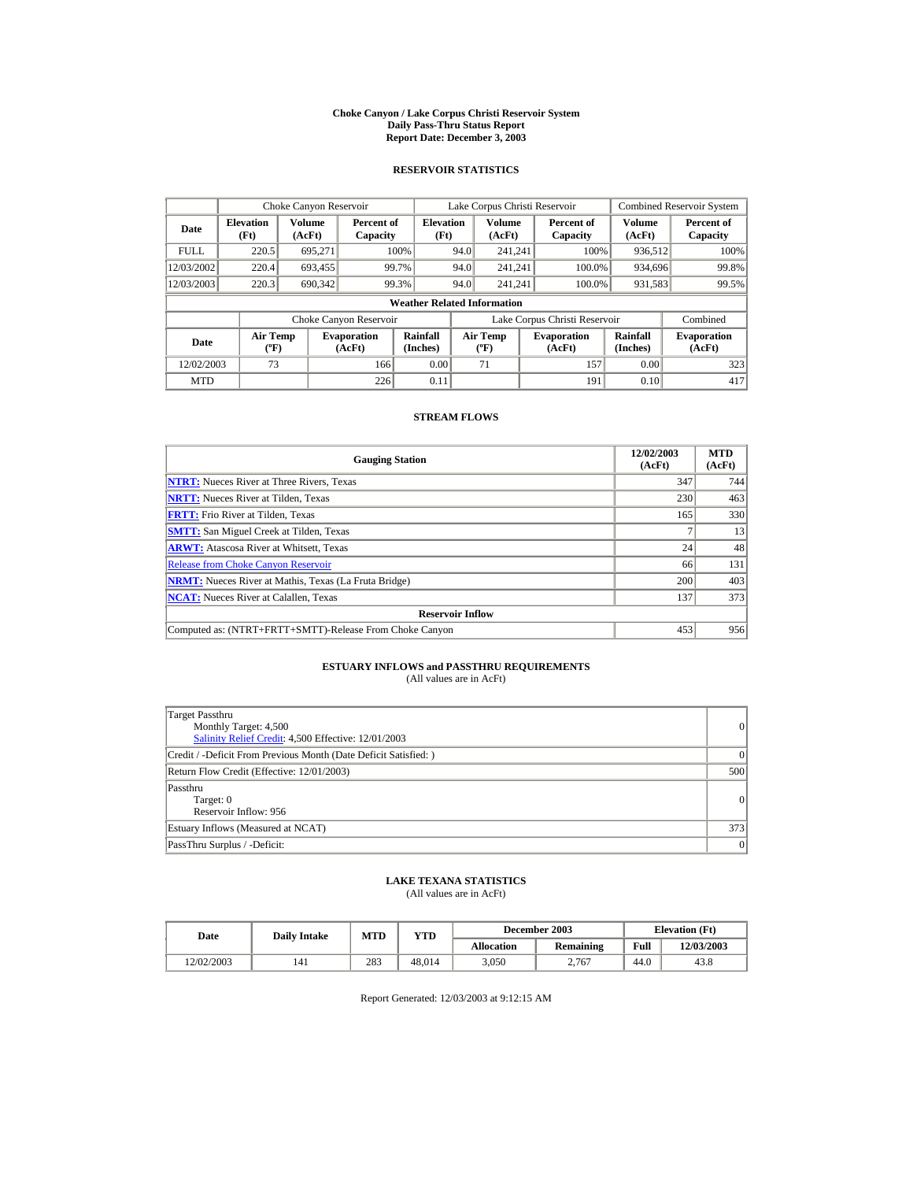# Choke Canyon / Lake Corpus Christi Reservoir System
## Daily Pass-Thru Status Report
### Report Date: December 3, 2003

## RESERVOIR STATISTICS

| | Choke Canyon Reservoir | | | Lake Corpus Christi Reservoir | | | Combined Reservoir System | |
|---|---|---|---|---|---|---|---|---|
| **Date** | **Elevation (Ft)** | **Volume (AcFt)** | **Percent of Capacity** | **Elevation (Ft)** | **Volume (AcFt)** | **Percent of Capacity** | **Volume (AcFt)** | **Percent of Capacity** |
| FULL | 220.5 | 695,271 | 100% | 94.0 | 241,241 | 100% | 936,512 | 100% |
| 12/03/2002 | 220.4 | 693,455 | 99.7% | 94.0 | 241,241 | 100.0% | 934,696 | 99.8% |
| 12/03/2003 | 220.3 | 690,342 | 99.3% | 94.0 | 241,241 | 100.0% | 931,583 | 99.5% |

**Weather Related Information**

| | Choke Canyon Reservoir | | | Lake Corpus Christi Reservoir | | | Combined |
|---|---|---|---|---|---|---|---|
| **Date** | **Air Temp (ºF)** | **Evaporation (AcFt)** | **Rainfall (Inches)** | **Air Temp (ºF)** | **Evaporation (AcFt)** | **Rainfall (Inches)** | **Evaporation (AcFt)** |
| 12/02/2003 | 73 | 166 | 0.00 | 71 | 157 | 0.00 | 323 |
| MTD | | 226 | 0.11 | | 191 | 0.10 | 417 |

## STREAM FLOWS

| Gauging Station | 12/02/2003 (AcFt) | MTD (AcFt) |
|---|---|---|
| **NTRT:** Nueces River at Three Rivers, Texas | 347 | 744 |
| **NRTT:** Nueces River at Tilden, Texas | 230 | 463 |
| **FRTT:** Frio River at Tilden, Texas | 165 | 330 |
| **SMTT:** San Miguel Creek at Tilden, Texas | 7 | 13 |
| **ARWT:** Atascosa River at Whitsett, Texas | 24 | 48 |
| Release from Choke Canyon Reservoir | 66 | 131 |
| **NRMT:** Nueces River at Mathis, Texas (La Fruta Bridge) | 200 | 403 |
| **NCAT:** Nueces River at Calallen, Texas | 137 | 373 |
| **Reservoir Inflow** | | |
| Computed as: (NTRT+FRTT+SMTT)-Release From Choke Canyon | 453 | 956 |

## ESTUARY INFLOWS and PASSTHRU REQUIREMENTS
(All values are in AcFt)

| | |
|---|---|
| Target Passthru<br>Monthly Target: 4,500<br>Salinity Relief Credit: 4,500 Effective: 12/01/2003 | 0 |
| Credit / -Deficit From Previous Month (Date Deficit Satisfied: ) | 0 |
| Return Flow Credit (Effective: 12/01/2003) | 500 |
| Passthru<br>Target: 0<br>Reservoir Inflow: 956 | 0 |
| Estuary Inflows (Measured at NCAT) | 373 |
| PassThru Surplus / -Deficit: | 0 |

## LAKE TEXANA STATISTICS
(All values are in AcFt)

| Date | Daily Intake | MTD | YTD | December 2003 | | Elevation (Ft) | |
|---|---|---|---|---|---|---|---|
| | | | | **Allocation** | **Remaining** | **Full** | **12/03/2003** |
| 12/02/2003 | 141 | 283 | 48,014 | 3,050 | 2,767 | 44.0 | 43.8 |

Report Generated: 12/03/2003 at 9:12:15 AM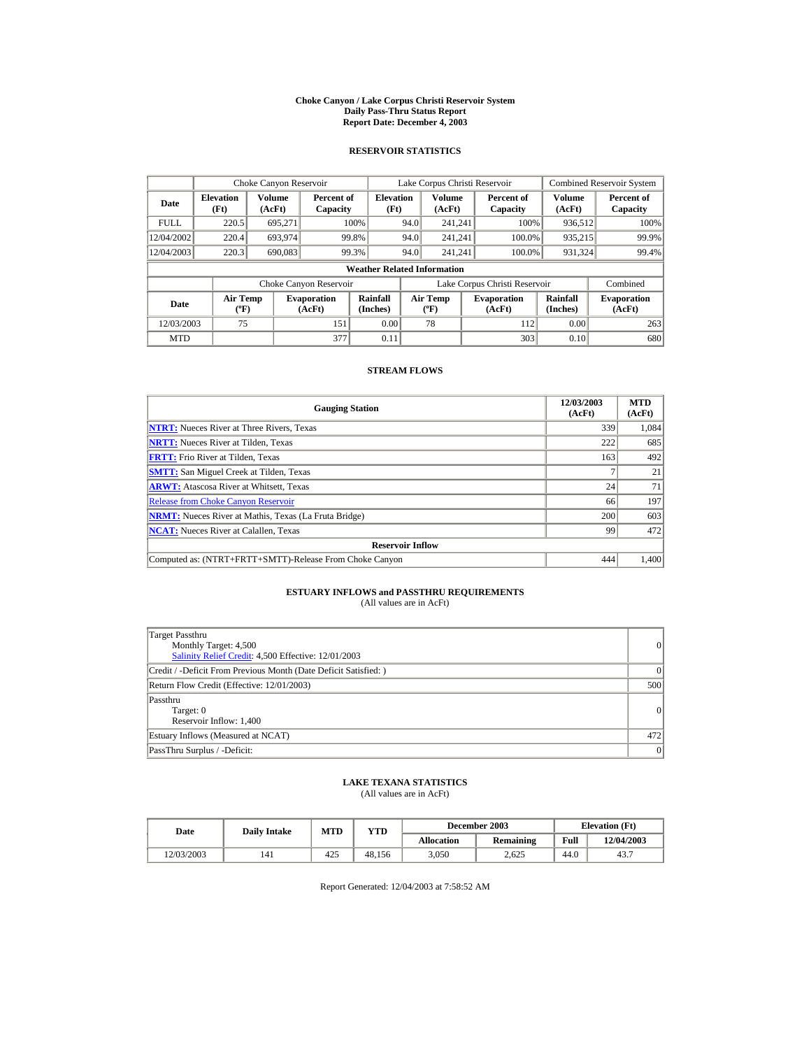# Choke Canyon / Lake Corpus Christi Reservoir System
## Daily Pass-Thru Status Report
## Report Date: December 4, 2003

### RESERVOIR STATISTICS

| | Choke Canyon Reservoir | | | Lake Corpus Christi Reservoir | | | Combined Reservoir System | |
|---|---|---|---|---|---|---|---|---|
| Date | Elevation (Ft) | Volume (AcFt) | Percent of Capacity | Elevation (Ft) | Volume (AcFt) | Percent of Capacity | Volume (AcFt) | Percent of Capacity |
| FULL | 220.5 | 695,271 | 100% | 94.0 | 241,241 | 100% | 936,512 | 100% |
| 12/04/2002 | 220.4 | 693,974 | 99.8% | 94.0 | 241,241 | 100.0% | 935,215 | 99.9% |
| 12/04/2003 | 220.3 | 690,083 | 99.3% | 94.0 | 241,241 | 100.0% | 931,324 | 99.4% |

**Weather Related Information**

| | Choke Canyon Reservoir | | | Lake Corpus Christi Reservoir | | | Combined |
|---|---|---|---|---|---|---|---|
| Date | Air Temp (ºF) | Evaporation (AcFt) | Rainfall (Inches) | Air Temp (ºF) | Evaporation (AcFt) | Rainfall (Inches) | Evaporation (AcFt) |
| 12/03/2003 | 75 | 151 | 0.00 | 78 | 112 | 0.00 | 263 |
| MTD | | 377 | 0.11 | | 303 | 0.10 | 680 |

### STREAM FLOWS

| Gauging Station | 12/03/2003 (AcFt) | MTD (AcFt) |
|---|---|---|
| NTRT: Nueces River at Three Rivers, Texas | 339 | 1,084 |
| NRTT: Nueces River at Tilden, Texas | 222 | 685 |
| FRTT: Frio River at Tilden, Texas | 163 | 492 |
| SMTT: San Miguel Creek at Tilden, Texas | 7 | 21 |
| ARWT: Atascosa River at Whitsett, Texas | 24 | 71 |
| Release from Choke Canyon Reservoir | 66 | 197 |
| NRMT: Nueces River at Mathis, Texas (La Fruta Bridge) | 200 | 603 |
| NCAT: Nueces River at Calallen, Texas | 99 | 472 |
| **Reservoir Inflow** | | |
| Computed as: (NTRT+FRTT+SMTT)-Release From Choke Canyon | 444 | 1,400 |

### ESTUARY INFLOWS and PASSTHRU REQUIREMENTS
(All values are in AcFt)

| | |
|---|---|
| Target Passthru<br>Monthly Target: 4,500<br>Salinity Relief Credit: 4,500 Effective: 12/01/2003 | 0 |
| Credit / -Deficit From Previous Month (Date Deficit Satisfied: ) | 0 |
| Return Flow Credit (Effective: 12/01/2003) | 500 |
| Passthru<br>Target: 0<br>Reservoir Inflow: 1,400 | 0 |
| Estuary Inflows (Measured at NCAT) | 472 |
| PassThru Surplus / -Deficit: | 0 |

### LAKE TEXANA STATISTICS
(All values are in AcFt)

| Date | Daily Intake | MTD | YTD | December 2003 | | Elevation (Ft) | |
|---|---|---|---|---|---|---|---|
| | | | | Allocation | Remaining | Full | 12/04/2003 |
| 12/03/2003 | 141 | 425 | 48,156 | 3,050 | 2,625 | 44.0 | 43.7 |

Report Generated: 12/04/2003 at 7:58:52 AM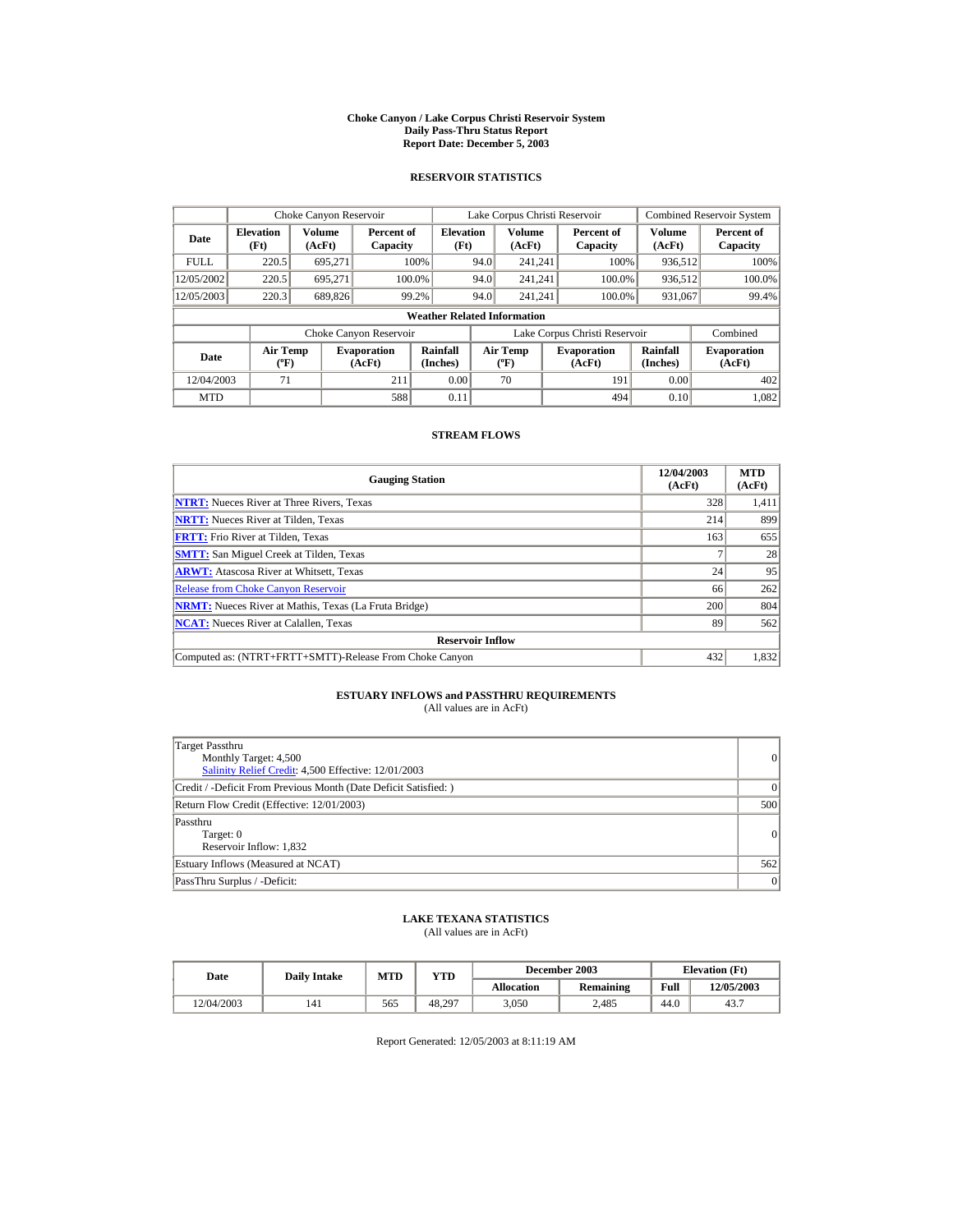# Choke Canyon / Lake Corpus Christi Reservoir System
## Daily Pass-Thru Status Report
### Report Date: December 5, 2003

## RESERVOIR STATISTICS

| Date | Choke Canyon Reservoir | | | Lake Corpus Christi Reservoir | | | Combined Reservoir System | |
|---|---|---|---|---|---|---|---|---|
| | Elevation (Ft) | Volume (AcFt) | Percent of Capacity | Elevation (Ft) | Volume (AcFt) | Percent of Capacity | Volume (AcFt) | Percent of Capacity |
| FULL | 220.5 | 695,271 | 100% | 94.0 | 241,241 | 100% | 936,512 | 100% |
| 12/05/2002 | 220.5 | 695,271 | 100.0% | 94.0 | 241,241 | 100.0% | 936,512 | 100.0% |
| 12/05/2003 | 220.3 | 689,826 | 99.2% | 94.0 | 241,241 | 100.0% | 931,067 | 99.4% |

**Weather Related Information**

| Date | Choke Canyon Reservoir | | | Lake Corpus Christi Reservoir | | | Combined |
|---|---|---|---|---|---|---|---|
| | Air Temp (ºF) | Evaporation (AcFt) | Rainfall (Inches) | Air Temp (ºF) | Evaporation (AcFt) | Rainfall (Inches) | Evaporation (AcFt) |
| 12/04/2003 | 71 | 211 | 0.00 | 70 | 191 | 0.00 | 402 |
| MTD | | 588 | 0.11 | | 494 | 0.10 | 1,082 |

## STREAM FLOWS

| Gauging Station | 12/04/2003 (AcFt) | MTD (AcFt) |
|---|---|---|
| **NTRT:** Nueces River at Three Rivers, Texas | 328 | 1,411 |
| **NRTT:** Nueces River at Tilden, Texas | 214 | 899 |
| **FRTT:** Frio River at Tilden, Texas | 163 | 655 |
| **SMTT:** San Miguel Creek at Tilden, Texas | 7 | 28 |
| **ARWT:** Atascosa River at Whitsett, Texas | 24 | 95 |
| Release from Choke Canyon Reservoir | 66 | 262 |
| **NRMT:** Nueces River at Mathis, Texas (La Fruta Bridge) | 200 | 804 |
| **NCAT:** Nueces River at Calallen, Texas | 89 | 562 |
| **Reservoir Inflow** | | |
| Computed as: (NTRT+FRTT+SMTT)-Release From Choke Canyon | 432 | 1,832 |

## ESTUARY INFLOWS and PASSTHRU REQUIREMENTS
(All values are in AcFt)

| | |
|---|---|
| Target Passthru<br>Monthly Target: 4,500<br>Salinity Relief Credit: 4,500 Effective: 12/01/2003 | 0 |
| Credit / -Deficit From Previous Month (Date Deficit Satisfied: ) | 0 |
| Return Flow Credit (Effective: 12/01/2003) | 500 |
| Passthru<br>Target: 0<br>Reservoir Inflow: 1,832 | 0 |
| Estuary Inflows (Measured at NCAT) | 562 |
| PassThru Surplus / -Deficit: | 0 |

## LAKE TEXANA STATISTICS
(All values are in AcFt)

| Date | Daily Intake | MTD | YTD | December 2003 | | Elevation (Ft) | |
|---|---|---|---|---|---|---|---|
| | | | | Allocation | Remaining | Full | 12/05/2003 |
| 12/04/2003 | 141 | 565 | 48,297 | 3,050 | 2,485 | 44.0 | 43.7 |

Report Generated: 12/05/2003 at 8:11:19 AM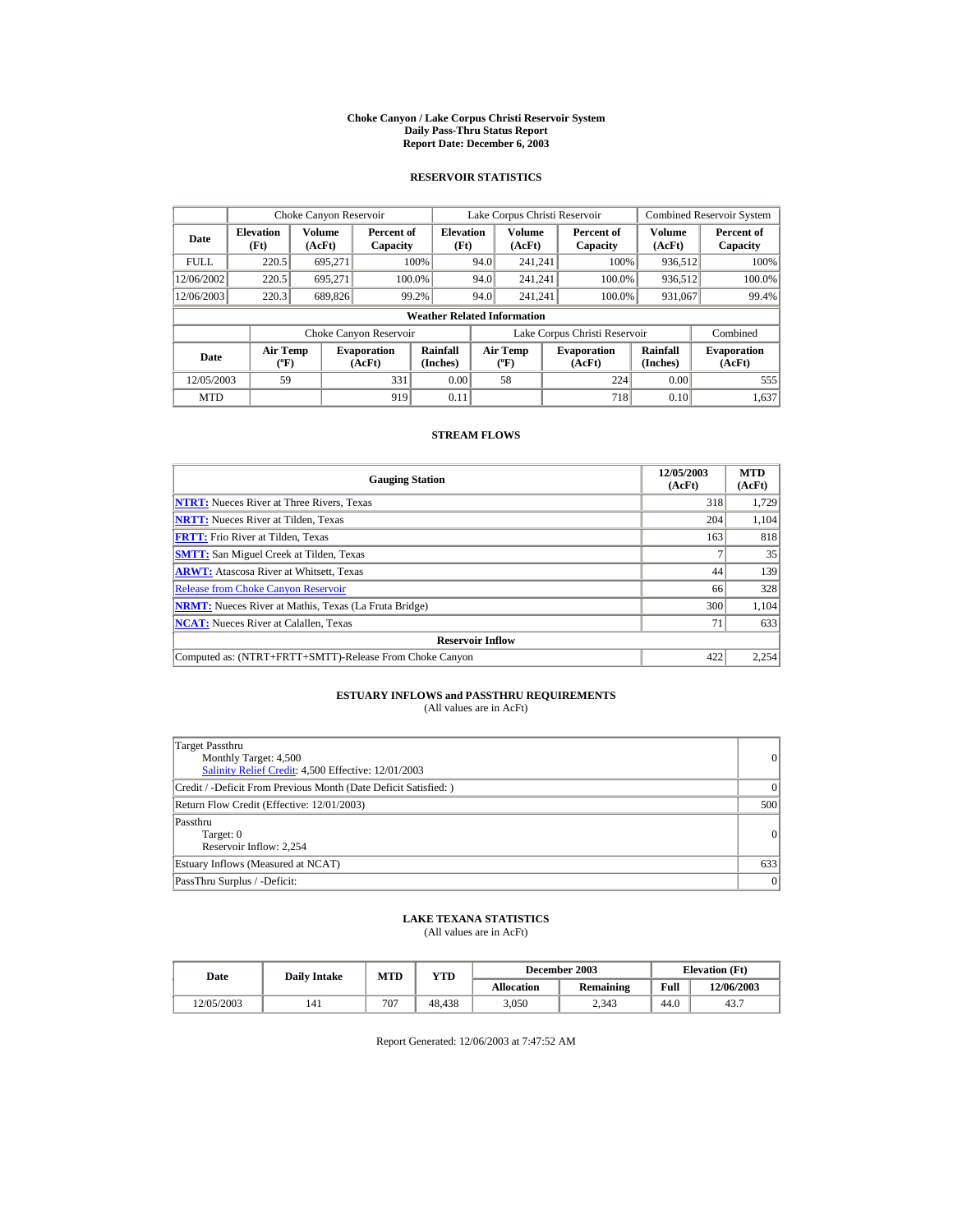# Choke Canyon / Lake Corpus Christi Reservoir System
## Daily Pass-Thru Status Report
## Report Date: December 6, 2003

### RESERVOIR STATISTICS

| Date | Choke Canyon Reservoir | | | Lake Corpus Christi Reservoir | | | Combined Reservoir System | |
|---|---|---|---|---|---|---|---|---|
| | Elevation (Ft) | Volume (AcFt) | Percent of Capacity | Elevation (Ft) | Volume (AcFt) | Percent of Capacity | Volume (AcFt) | Percent of Capacity |
| FULL | 220.5 | 695,271 | 100% | 94.0 | 241,241 | 100% | 936,512 | 100% |
| 12/06/2002 | 220.5 | 695,271 | 100.0% | 94.0 | 241,241 | 100.0% | 936,512 | 100.0% |
| 12/06/2003 | 220.3 | 689,826 | 99.2% | 94.0 | 241,241 | 100.0% | 931,067 | 99.4% |

**Weather Related Information**

| Date | Choke Canyon Reservoir | | | Lake Corpus Christi Reservoir | | | Combined |
|---|---|---|---|---|---|---|---|
| | Air Temp (ºF) | Evaporation (AcFt) | Rainfall (Inches) | Air Temp (ºF) | Evaporation (AcFt) | Rainfall (Inches) | Evaporation (AcFt) |
| 12/05/2003 | 59 | 331 | 0.00 | 58 | 224 | 0.00 | 555 |
| MTD | | 919 | 0.11 | | 718 | 0.10 | 1,637 |

### STREAM FLOWS

| Gauging Station | 12/05/2003 (AcFt) | MTD (AcFt) |
|---|---|---|
| **NTRT:** Nueces River at Three Rivers, Texas | 318 | 1,729 |
| **NRTT:** Nueces River at Tilden, Texas | 204 | 1,104 |
| **FRTT:** Frio River at Tilden, Texas | 163 | 818 |
| **SMTT:** San Miguel Creek at Tilden, Texas | 7 | 35 |
| **ARWT:** Atascosa River at Whitsett, Texas | 44 | 139 |
| Release from Choke Canyon Reservoir | 66 | 328 |
| **NRMT:** Nueces River at Mathis, Texas (La Fruta Bridge) | 300 | 1,104 |
| **NCAT:** Nueces River at Calallen, Texas | 71 | 633 |
| **Reservoir Inflow** | | |
| Computed as: (NTRT+FRTT+SMTT)-Release From Choke Canyon | 422 | 2,254 |

### ESTUARY INFLOWS and PASSTHRU REQUIREMENTS
(All values are in AcFt)

| Item | Value |
|---|---|
| Target Passthru<br>Monthly Target: 4,500<br>Salinity Relief Credit: 4,500 Effective: 12/01/2003 | 0 |
| Credit / -Deficit From Previous Month (Date Deficit Satisfied: ) | 0 |
| Return Flow Credit (Effective: 12/01/2003) | 500 |
| Passthru<br>Target: 0<br>Reservoir Inflow: 2,254 | 0 |
| Estuary Inflows (Measured at NCAT) | 633 |
| PassThru Surplus / -Deficit: | 0 |

### LAKE TEXANA STATISTICS
(All values are in AcFt)

| Date | Daily Intake | MTD | YTD | December 2003 | | Elevation (Ft) | |
|---|---|---|---|---|---|---|---|
| | | | | Allocation | Remaining | Full | 12/06/2003 |
| 12/05/2003 | 141 | 707 | 48,438 | 3,050 | 2,343 | 44.0 | 43.7 |

Report Generated: 12/06/2003 at 7:47:52 AM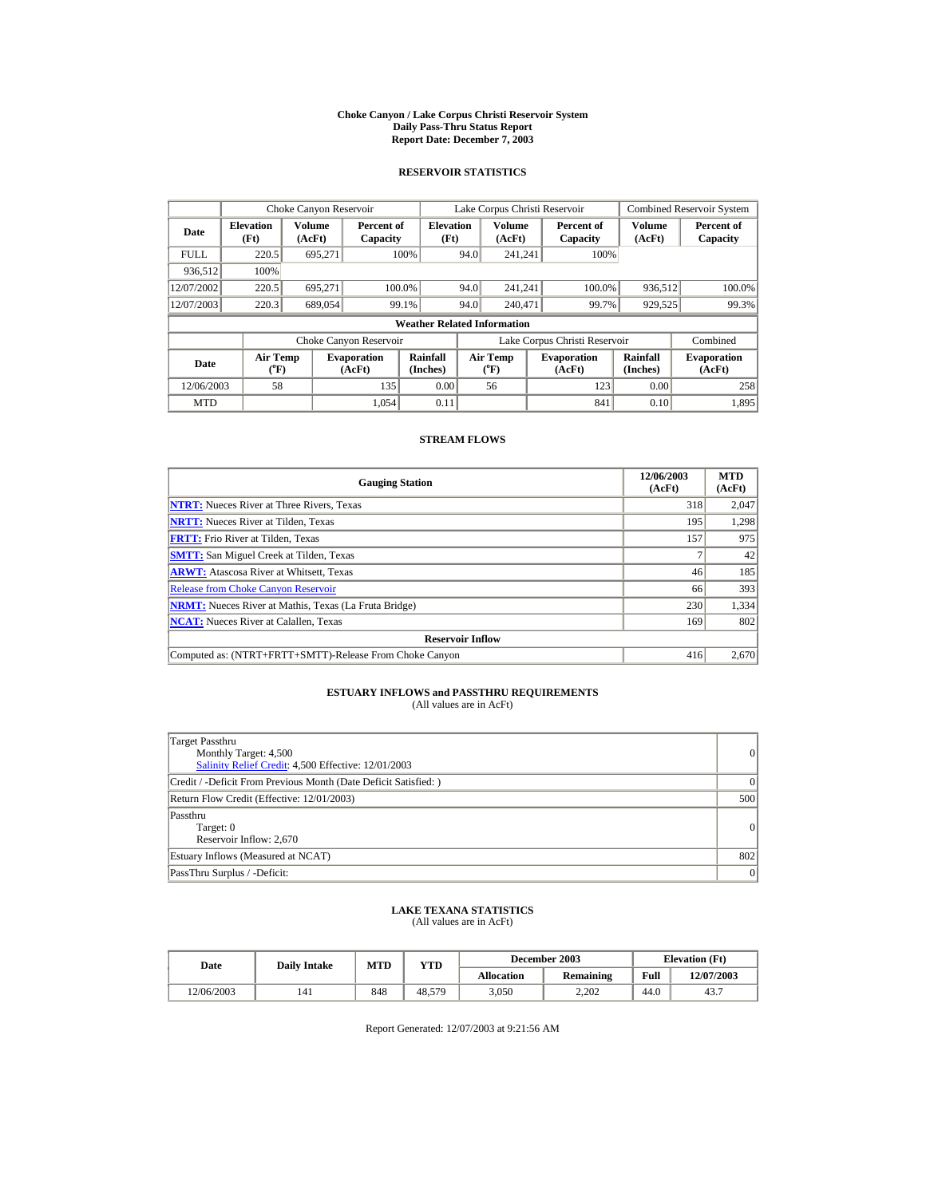# Choke Canyon / Lake Corpus Christi Reservoir System
## Daily Pass-Thru Status Report
## Report Date: December 7, 2003

### RESERVOIR STATISTICS

| | Choke Canyon Reservoir | | | Lake Corpus Christi Reservoir | | | Combined Reservoir System | |
|---|---|---|---|---|---|---|---|---|
| Date | Elevation (Ft) | Volume (AcFt) | Percent of Capacity | Elevation (Ft) | Volume (AcFt) | Percent of Capacity | Volume (AcFt) | Percent of Capacity |
| FULL | 220.5 | 695,271 | 100% | 94.0 | 241,241 | 100% | 936,512 | 100% |
| 12/07/2002 | 220.5 | 695,271 | 100.0% | 94.0 | 241,241 | 100.0% | 936,512 | 100.0% |
| 12/07/2003 | 220.3 | 689,054 | 99.1% | 94.0 | 240,471 | 99.7% | 929,525 | 99.3% |

**Weather Related Information**

| | Choke Canyon Reservoir | | | Lake Corpus Christi Reservoir | | | Combined |
|---|---|---|---|---|---|---|---|
| Date | Air Temp (°F) | Evaporation (AcFt) | Rainfall (Inches) | Air Temp (°F) | Evaporation (AcFt) | Rainfall (Inches) | Evaporation (AcFt) |
| 12/06/2003 | 58 | 135 | 0.00 | 56 | 123 | 0.00 | 258 |
| MTD | | 1,054 | 0.11 | | 841 | 0.10 | 1,895 |

### STREAM FLOWS

| Gauging Station | 12/06/2003 (AcFt) | MTD (AcFt) |
|---|---|---|
| **NTRT:** Nueces River at Three Rivers, Texas | 318 | 2,047 |
| **NRTT:** Nueces River at Tilden, Texas | 195 | 1,298 |
| **FRTT:** Frio River at Tilden, Texas | 157 | 975 |
| **SMTT:** San Miguel Creek at Tilden, Texas | 7 | 42 |
| **ARWT:** Atascosa River at Whitsett, Texas | 46 | 185 |
| Release from Choke Canyon Reservoir | 66 | 393 |
| **NRMT:** Nueces River at Mathis, Texas (La Fruta Bridge) | 230 | 1,334 |
| **NCAT:** Nueces River at Calallen, Texas | 169 | 802 |
| **Reservoir Inflow** | | |
| Computed as: (NTRT+FRTT+SMTT)-Release From Choke Canyon | 416 | 2,670 |

### ESTUARY INFLOWS and PASSTHRU REQUIREMENTS
(All values are in AcFt)

| | |
|---|---|
| Target Passthru<br>Monthly Target: 4,500<br>Salinity Relief Credit: 4,500 Effective: 12/01/2003 | 0 |
| Credit / -Deficit From Previous Month (Date Deficit Satisfied: ) | 0 |
| Return Flow Credit (Effective: 12/01/2003) | 500 |
| Passthru<br>Target: 0<br>Reservoir Inflow: 2,670 | 0 |
| Estuary Inflows (Measured at NCAT) | 802 |
| PassThru Surplus / -Deficit: | 0 |

### LAKE TEXANA STATISTICS
(All values are in AcFt)

| Date | Daily Intake | MTD | YTD | December 2003 | | Elevation (Ft) | |
|---|---|---|---|---|---|---|---|
| | | | | Allocation | Remaining | Full | 12/07/2003 |
| 12/06/2003 | 141 | 848 | 48,579 | 3,050 | 2,202 | 44.0 | 43.7 |

Report Generated: 12/07/2003 at 9:21:56 AM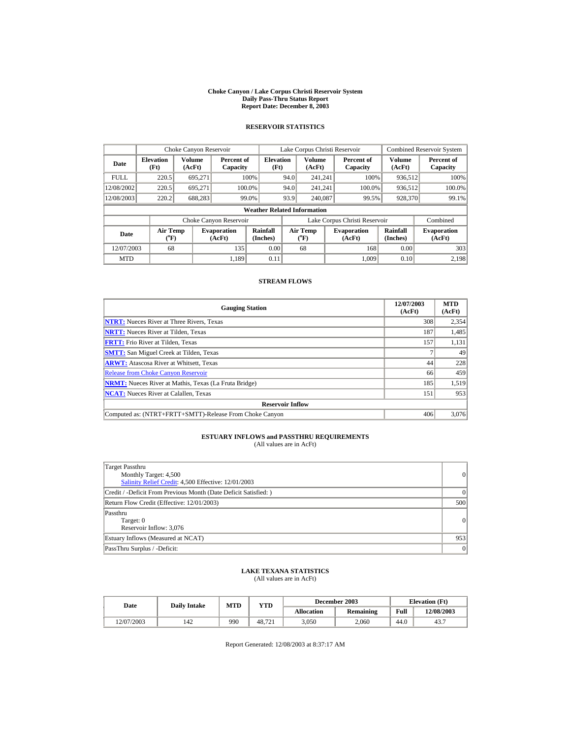**Choke Canyon / Lake Corpus Christi Reservoir System**
**Daily Pass-Thru Status Report**
**Report Date: December 8, 2003**

## RESERVOIR STATISTICS

| | Choke Canyon Reservoir | | | Lake Corpus Christi Reservoir | | | Combined Reservoir System | |
|---|---|---|---|---|---|---|---|---|
| **Date** | **Elevation (Ft)** | **Volume (AcFt)** | **Percent of Capacity** | **Elevation (Ft)** | **Volume (AcFt)** | **Percent of Capacity** | **Volume (AcFt)** | **Percent of Capacity** |
| FULL | 220.5 | 695,271 | 100% | 94.0 | 241,241 | 100% | 936,512 | 100% |
| 12/08/2002 | 220.5 | 695,271 | 100.0% | 94.0 | 241,241 | 100.0% | 936,512 | 100.0% |
| 12/08/2003 | 220.2 | 688,283 | 99.0% | 93.9 | 240,087 | 99.5% | 928,370 | 99.1% |

**Weather Related Information**

| | Choke Canyon Reservoir | | | Lake Corpus Christi Reservoir | | | Combined |
|---|---|---|---|---|---|---|---|
| **Date** | **Air Temp (°F)** | **Evaporation (AcFt)** | **Rainfall (Inches)** | **Air Temp (°F)** | **Evaporation (AcFt)** | **Rainfall (Inches)** | **Evaporation (AcFt)** |
| 12/07/2003 | 68 | 135 | 0.00 | 68 | 168 | 0.00 | 303 |
| MTD | | 1,189 | 0.11 | | 1,009 | 0.10 | 2,198 |

## STREAM FLOWS

| Gauging Station | 12/07/2003 (AcFt) | MTD (AcFt) |
|---|---|---|
| **NTRT:** Nueces River at Three Rivers, Texas | 308 | 2,354 |
| **NRTT:** Nueces River at Tilden, Texas | 187 | 1,485 |
| **FRTT:** Frio River at Tilden, Texas | 157 | 1,131 |
| **SMTT:** San Miguel Creek at Tilden, Texas | 7 | 49 |
| **ARWT:** Atascosa River at Whitsett, Texas | 44 | 228 |
| Release from Choke Canyon Reservoir | 66 | 459 |
| **NRMT:** Nueces River at Mathis, Texas (La Fruta Bridge) | 185 | 1,519 |
| **NCAT:** Nueces River at Calallen, Texas | 151 | 953 |
| **Reservoir Inflow** | | |
| Computed as: (NTRT+FRTT+SMTT)-Release From Choke Canyon | 406 | 3,076 |

## ESTUARY INFLOWS and PASSTHRU REQUIREMENTS

(All values are in AcFt)

| | |
|---|---|
| Target Passthru<br>Monthly Target: 4,500<br>Salinity Relief Credit: 4,500 Effective: 12/01/2003 | 0 |
| Credit / -Deficit From Previous Month (Date Deficit Satisfied: ) | 0 |
| Return Flow Credit (Effective: 12/01/2003) | 500 |
| Passthru<br>Target: 0<br>Reservoir Inflow: 3,076 | 0 |
| Estuary Inflows (Measured at NCAT) | 953 |
| PassThru Surplus / -Deficit: | 0 |

## LAKE TEXANA STATISTICS

(All values are in AcFt)

| Date | Daily Intake | MTD | YTD | December 2003 | | Elevation (Ft) | |
|---|---|---|---|---|---|---|---|
| | | | | **Allocation** | **Remaining** | **Full** | **12/08/2003** |
| 12/07/2003 | 142 | 990 | 48,721 | 3,050 | 2,060 | 44.0 | 43.7 |

Report Generated: 12/08/2003 at 8:37:17 AM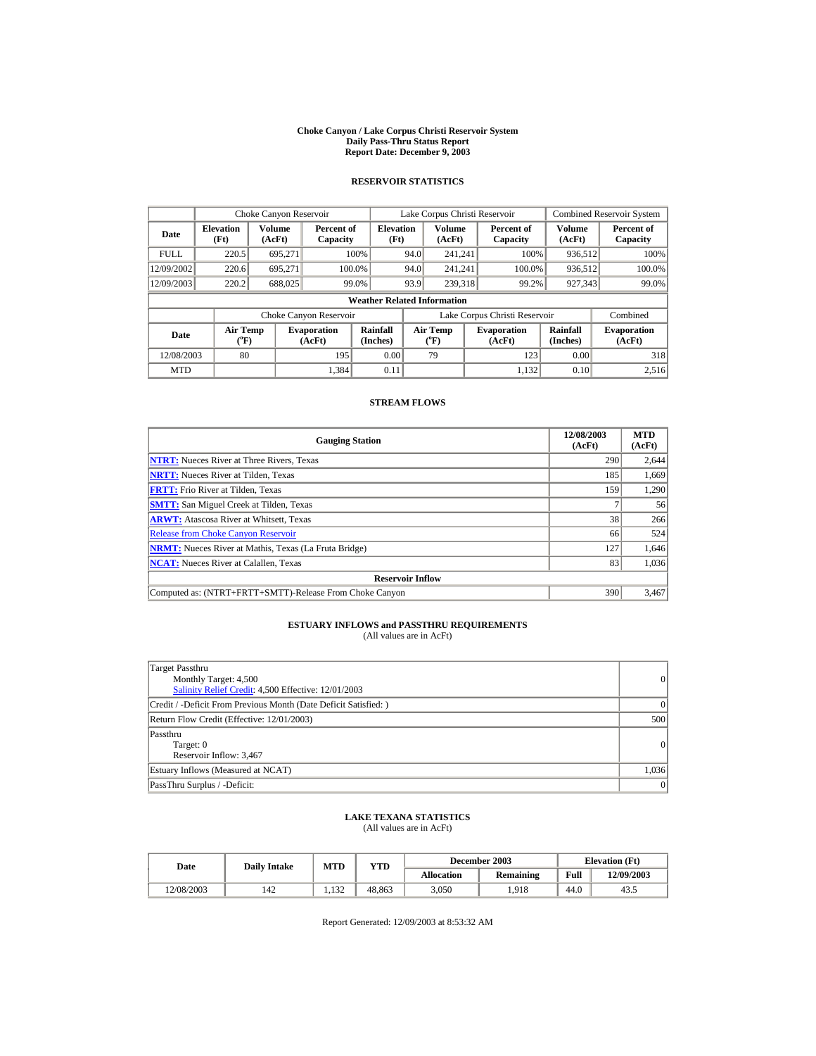# Choke Canyon / Lake Corpus Christi Reservoir System
## Daily Pass-Thru Status Report
## Report Date: December 9, 2003

### RESERVOIR STATISTICS

| | Choke Canyon Reservoir | | | Lake Corpus Christi Reservoir | | | Combined Reservoir System | |
|---|---|---|---|---|---|---|---|---|
| Date | Elevation (Ft) | Volume (AcFt) | Percent of Capacity | Elevation (Ft) | Volume (AcFt) | Percent of Capacity | Volume (AcFt) | Percent of Capacity |
| FULL | 220.5 | 695,271 | 100% | 94.0 | 241,241 | 100% | 936,512 | 100% |
| 12/09/2002 | 220.6 | 695,271 | 100.0% | 94.0 | 241,241 | 100.0% | 936,512 | 100.0% |
| 12/09/2003 | 220.2 | 688,025 | 99.0% | 93.9 | 239,318 | 99.2% | 927,343 | 99.0% |

**Weather Related Information**

| | Choke Canyon Reservoir | | | Lake Corpus Christi Reservoir | | | Combined |
|---|---|---|---|---|---|---|---|
| Date | Air Temp (°F) | Evaporation (AcFt) | Rainfall (Inches) | Air Temp (°F) | Evaporation (AcFt) | Rainfall (Inches) | Evaporation (AcFt) |
| 12/08/2003 | 80 | 195 | 0.00 | 79 | 123 | 0.00 | 318 |
| MTD | | 1,384 | 0.11 | | 1,132 | 0.10 | 2,516 |

### STREAM FLOWS

| Gauging Station | 12/08/2003 (AcFt) | MTD (AcFt) |
|---|---|---|
| **NTRT:** Nueces River at Three Rivers, Texas | 290 | 2,644 |
| **NRTT:** Nueces River at Tilden, Texas | 185 | 1,669 |
| **FRTT:** Frio River at Tilden, Texas | 159 | 1,290 |
| **SMTT:** San Miguel Creek at Tilden, Texas | 7 | 56 |
| **ARWT:** Atascosa River at Whitsett, Texas | 38 | 266 |
| Release from Choke Canyon Reservoir | 66 | 524 |
| **NRMT:** Nueces River at Mathis, Texas (La Fruta Bridge) | 127 | 1,646 |
| **NCAT:** Nueces River at Calallen, Texas | 83 | 1,036 |
| **Reservoir Inflow** | | |
| Computed as: (NTRT+FRTT+SMTT)-Release From Choke Canyon | 390 | 3,467 |

### ESTUARY INFLOWS and PASSTHRU REQUIREMENTS
(All values are in AcFt)

| | |
|---|---|
| Target Passthru<br>Monthly Target: 4,500<br>Salinity Relief Credit: 4,500 Effective: 12/01/2003 | 0 |
| Credit / -Deficit From Previous Month (Date Deficit Satisfied: ) | 0 |
| Return Flow Credit (Effective: 12/01/2003) | 500 |
| Passthru<br>Target: 0<br>Reservoir Inflow: 3,467 | 0 |
| Estuary Inflows (Measured at NCAT) | 1,036 |
| PassThru Surplus / -Deficit: | 0 |

### LAKE TEXANA STATISTICS
(All values are in AcFt)

| Date | Daily Intake | MTD | YTD | December 2003 | | Elevation (Ft) | |
|---|---|---|---|---|---|---|---|
| | | | | Allocation | Remaining | Full | 12/09/2003 |
| 12/08/2003 | 142 | 1,132 | 48,863 | 3,050 | 1,918 | 44.0 | 43.5 |

Report Generated: 12/09/2003 at 8:53:32 AM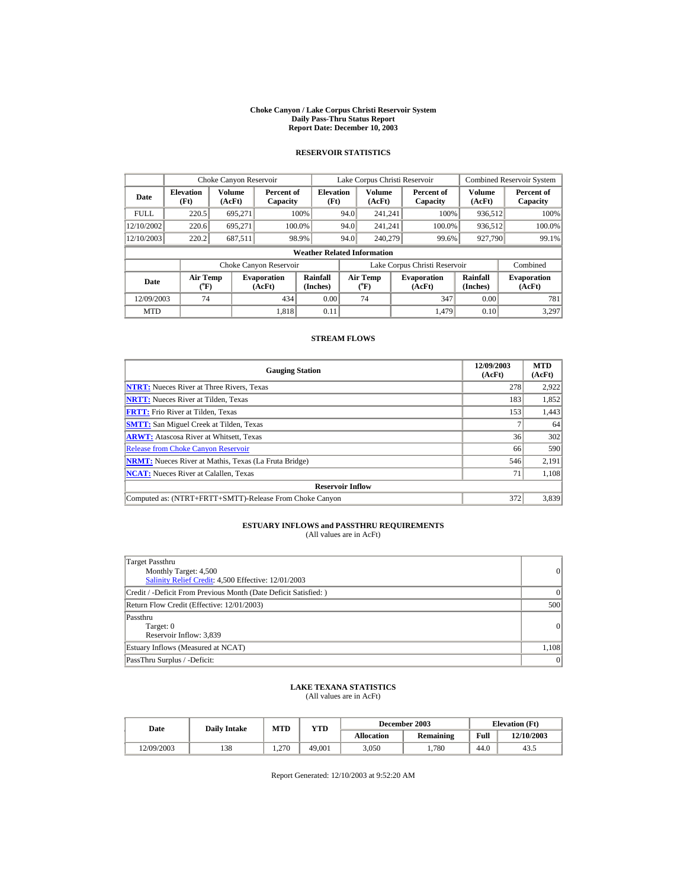**Choke Canyon / Lake Corpus Christi Reservoir System**
**Daily Pass-Thru Status Report**
**Report Date: December 10, 2003**

## RESERVOIR STATISTICS

| Date | Choke Canyon Reservoir | | | Lake Corpus Christi Reservoir | | | Combined Reservoir System | |
|---|---|---|---|---|---|---|---|---|
| | Elevation (Ft) | Volume (AcFt) | Percent of Capacity | Elevation (Ft) | Volume (AcFt) | Percent of Capacity | Volume (AcFt) | Percent of Capacity |
| FULL | 220.5 | 695,271 | 100% | 94.0 | 241,241 | 100% | 936,512 | 100% |
| 12/10/2002 | 220.6 | 695,271 | 100.0% | 94.0 | 241,241 | 100.0% | 936,512 | 100.0% |
| 12/10/2003 | 220.2 | 687,511 | 98.9% | 94.0 | 240,279 | 99.6% | 927,790 | 99.1% |

**Weather Related Information**

| Date | Choke Canyon Reservoir | | | Lake Corpus Christi Reservoir | | | Combined |
|---|---|---|---|---|---|---|---|
| | Air Temp (°F) | Evaporation (AcFt) | Rainfall (Inches) | Air Temp (°F) | Evaporation (AcFt) | Rainfall (Inches) | Evaporation (AcFt) |
| 12/09/2003 | 74 | 434 | 0.00 | 74 | 347 | 0.00 | 781 |
| MTD | | 1,818 | 0.11 | | 1,479 | 0.10 | 3,297 |

## STREAM FLOWS

| Gauging Station | 12/09/2003 (AcFt) | MTD (AcFt) |
|---|---|---|
| NTRT: Nueces River at Three Rivers, Texas | 278 | 2,922 |
| NRTT: Nueces River at Tilden, Texas | 183 | 1,852 |
| FRTT: Frio River at Tilden, Texas | 153 | 1,443 |
| SMTT: San Miguel Creek at Tilden, Texas | 7 | 64 |
| ARWT: Atascosa River at Whitsett, Texas | 36 | 302 |
| Release from Choke Canyon Reservoir | 66 | 590 |
| NRMT: Nueces River at Mathis, Texas (La Fruta Bridge) | 546 | 2,191 |
| NCAT: Nueces River at Calallen, Texas | 71 | 1,108 |
| **Reservoir Inflow** | | |
| Computed as: (NTRT+FRTT+SMTT)-Release From Choke Canyon | 372 | 3,839 |

## ESTUARY INFLOWS and PASSTHRU REQUIREMENTS

(All values are in AcFt)

| | |
|---|---|
| Target Passthru<br>Monthly Target: 4,500<br>Salinity Relief Credit: 4,500 Effective: 12/01/2003 | 0 |
| Credit / -Deficit From Previous Month (Date Deficit Satisfied: ) | 0 |
| Return Flow Credit (Effective: 12/01/2003) | 500 |
| Passthru<br>Target: 0<br>Reservoir Inflow: 3,839 | 0 |
| Estuary Inflows (Measured at NCAT) | 1,108 |
| PassThru Surplus / -Deficit: | 0 |

## LAKE TEXANA STATISTICS

(All values are in AcFt)

| Date | Daily Intake | MTD | YTD | December 2003 | | Elevation (Ft) | |
|---|---|---|---|---|---|---|---|
| | | | | Allocation | Remaining | Full | 12/10/2003 |
| 12/09/2003 | 138 | 1,270 | 49,001 | 3,050 | 1,780 | 44.0 | 43.5 |

Report Generated: 12/10/2003 at 9:52:20 AM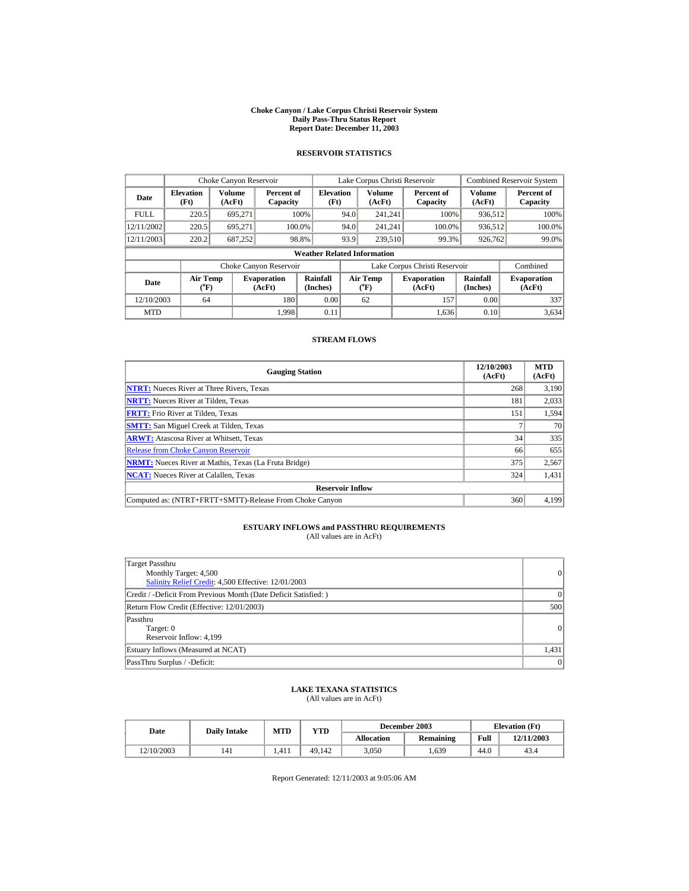**Choke Canyon / Lake Corpus Christi Reservoir System**
**Daily Pass-Thru Status Report**
**Report Date: December 11, 2003**

## RESERVOIR STATISTICS

| | Choke Canyon Reservoir | | | Lake Corpus Christi Reservoir | | | Combined Reservoir System | |
|---|---|---|---|---|---|---|---|---|
| **Date** | **Elevation (Ft)** | **Volume (AcFt)** | **Percent of Capacity** | **Elevation (Ft)** | **Volume (AcFt)** | **Percent of Capacity** | **Volume (AcFt)** | **Percent of Capacity** |
| FULL | 220.5 | 695,271 | 100% | 94.0 | 241,241 | 100% | 936,512 | 100% |
| 12/11/2002 | 220.5 | 695,271 | 100.0% | 94.0 | 241,241 | 100.0% | 936,512 | 100.0% |
| 12/11/2003 | 220.2 | 687,252 | 98.8% | 93.9 | 239,510 | 99.3% | 926,762 | 99.0% |

**Weather Related Information**

| | Choke Canyon Reservoir | | | Lake Corpus Christi Reservoir | | | Combined |
|---|---|---|---|---|---|---|---|
| **Date** | **Air Temp (°F)** | **Evaporation (AcFt)** | **Rainfall (Inches)** | **Air Temp (°F)** | **Evaporation (AcFt)** | **Rainfall (Inches)** | **Evaporation (AcFt)** |
| 12/10/2003 | 64 | 180 | 0.00 | 62 | 157 | 0.00 | 337 |
| MTD | | 1,998 | 0.11 | | 1,636 | 0.10 | 3,634 |

## STREAM FLOWS

| Gauging Station | 12/10/2003 (AcFt) | MTD (AcFt) |
|---|---|---|
| **NTRT:** Nueces River at Three Rivers, Texas | 268 | 3,190 |
| **NRTT:** Nueces River at Tilden, Texas | 181 | 2,033 |
| **FRTT:** Frio River at Tilden, Texas | 151 | 1,594 |
| **SMTT:** San Miguel Creek at Tilden, Texas | 7 | 70 |
| **ARWT:** Atascosa River at Whitsett, Texas | 34 | 335 |
| Release from Choke Canyon Reservoir | 66 | 655 |
| **NRMT:** Nueces River at Mathis, Texas (La Fruta Bridge) | 375 | 2,567 |
| **NCAT:** Nueces River at Calallen, Texas | 324 | 1,431 |
| **Reservoir Inflow** | | |
| Computed as: (NTRT+FRTT+SMTT)-Release From Choke Canyon | 360 | 4,199 |

## ESTUARY INFLOWS and PASSTHRU REQUIREMENTS

(All values are in AcFt)

| | |
|---|---|
| Target Passthru<br>Monthly Target: 4,500<br>Salinity Relief Credit: 4,500 Effective: 12/01/2003 | 0 |
| Credit / -Deficit From Previous Month (Date Deficit Satisfied: ) | 0 |
| Return Flow Credit (Effective: 12/01/2003) | 500 |
| Passthru<br>Target: 0<br>Reservoir Inflow: 4,199 | 0 |
| Estuary Inflows (Measured at NCAT) | 1,431 |
| PassThru Surplus / -Deficit: | 0 |

## LAKE TEXANA STATISTICS

(All values are in AcFt)

| Date | Daily Intake | MTD | YTD | December 2003 | | Elevation (Ft) | |
|---|---|---|---|---|---|---|---|
| | | | | **Allocation** | **Remaining** | **Full** | **12/11/2003** |
| 12/10/2003 | 141 | 1,411 | 49,142 | 3,050 | 1,639 | 44.0 | 43.4 |

Report Generated: 12/11/2003 at 9:05:06 AM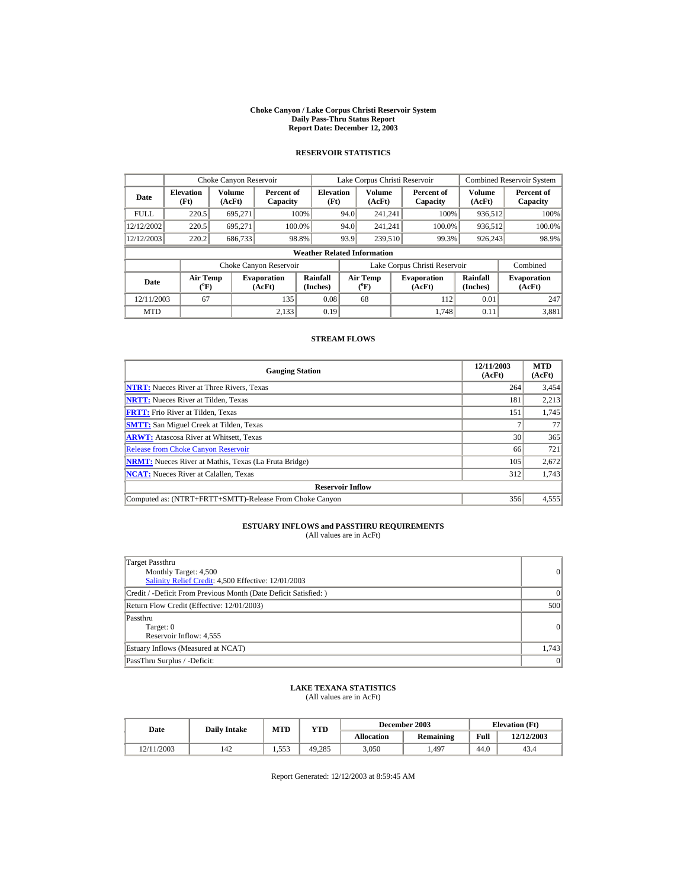# Choke Canyon / Lake Corpus Christi Reservoir System
## Daily Pass-Thru Status Report
## Report Date: December 12, 2003

### RESERVOIR STATISTICS

| | Choke Canyon Reservoir | | | Lake Corpus Christi Reservoir | | | Combined Reservoir System | |
|---|---|---|---|---|---|---|---|---|
| Date | Elevation (Ft) | Volume (AcFt) | Percent of Capacity | Elevation (Ft) | Volume (AcFt) | Percent of Capacity | Volume (AcFt) | Percent of Capacity |
| FULL | 220.5 | 695,271 | 100% | 94.0 | 241,241 | 100% | 936,512 | 100% |
| 12/12/2002 | 220.5 | 695,271 | 100.0% | 94.0 | 241,241 | 100.0% | 936,512 | 100.0% |
| 12/12/2003 | 220.2 | 686,733 | 98.8% | 93.9 | 239,510 | 99.3% | 926,243 | 98.9% |

**Weather Related Information**

| | Choke Canyon Reservoir | | | Lake Corpus Christi Reservoir | | | Combined |
|---|---|---|---|---|---|---|---|
| Date | Air Temp (°F) | Evaporation (AcFt) | Rainfall (Inches) | Air Temp (°F) | Evaporation (AcFt) | Rainfall (Inches) | Evaporation (AcFt) |
| 12/11/2003 | 67 | 135 | 0.08 | 68 | 112 | 0.01 | 247 |
| MTD | | 2,133 | 0.19 | | 1,748 | 0.11 | 3,881 |

### STREAM FLOWS

| Gauging Station | 12/11/2003 (AcFt) | MTD (AcFt) |
|---|---|---|
| NTRT: Nueces River at Three Rivers, Texas | 264 | 3,454 |
| NRTT: Nueces River at Tilden, Texas | 181 | 2,213 |
| FRTT: Frio River at Tilden, Texas | 151 | 1,745 |
| SMTT: San Miguel Creek at Tilden, Texas | 7 | 77 |
| ARWT: Atascosa River at Whitsett, Texas | 30 | 365 |
| Release from Choke Canyon Reservoir | 66 | 721 |
| NRMT: Nueces River at Mathis, Texas (La Fruta Bridge) | 105 | 2,672 |
| NCAT: Nueces River at Calallen, Texas | 312 | 1,743 |
| **Reservoir Inflow** | | |
| Computed as: (NTRT+FRTT+SMTT)-Release From Choke Canyon | 356 | 4,555 |

### ESTUARY INFLOWS and PASSTHRU REQUIREMENTS
(All values are in AcFt)

| | |
|---|---|
| Target Passthru<br>Monthly Target: 4,500<br>Salinity Relief Credit: 4,500 Effective: 12/01/2003 | 0 |
| Credit / -Deficit From Previous Month (Date Deficit Satisfied: ) | 0 |
| Return Flow Credit (Effective: 12/01/2003) | 500 |
| Passthru<br>Target: 0<br>Reservoir Inflow: 4,555 | 0 |
| Estuary Inflows (Measured at NCAT) | 1,743 |
| PassThru Surplus / -Deficit: | 0 |

### LAKE TEXANA STATISTICS
(All values are in AcFt)

| Date | Daily Intake | MTD | YTD | December 2003 | | Elevation (Ft) | |
|---|---|---|---|---|---|---|---|
| | | | | Allocation | Remaining | Full | 12/12/2003 |
| 12/11/2003 | 142 | 1,553 | 49,285 | 3,050 | 1,497 | 44.0 | 43.4 |

Report Generated: 12/12/2003 at 8:59:45 AM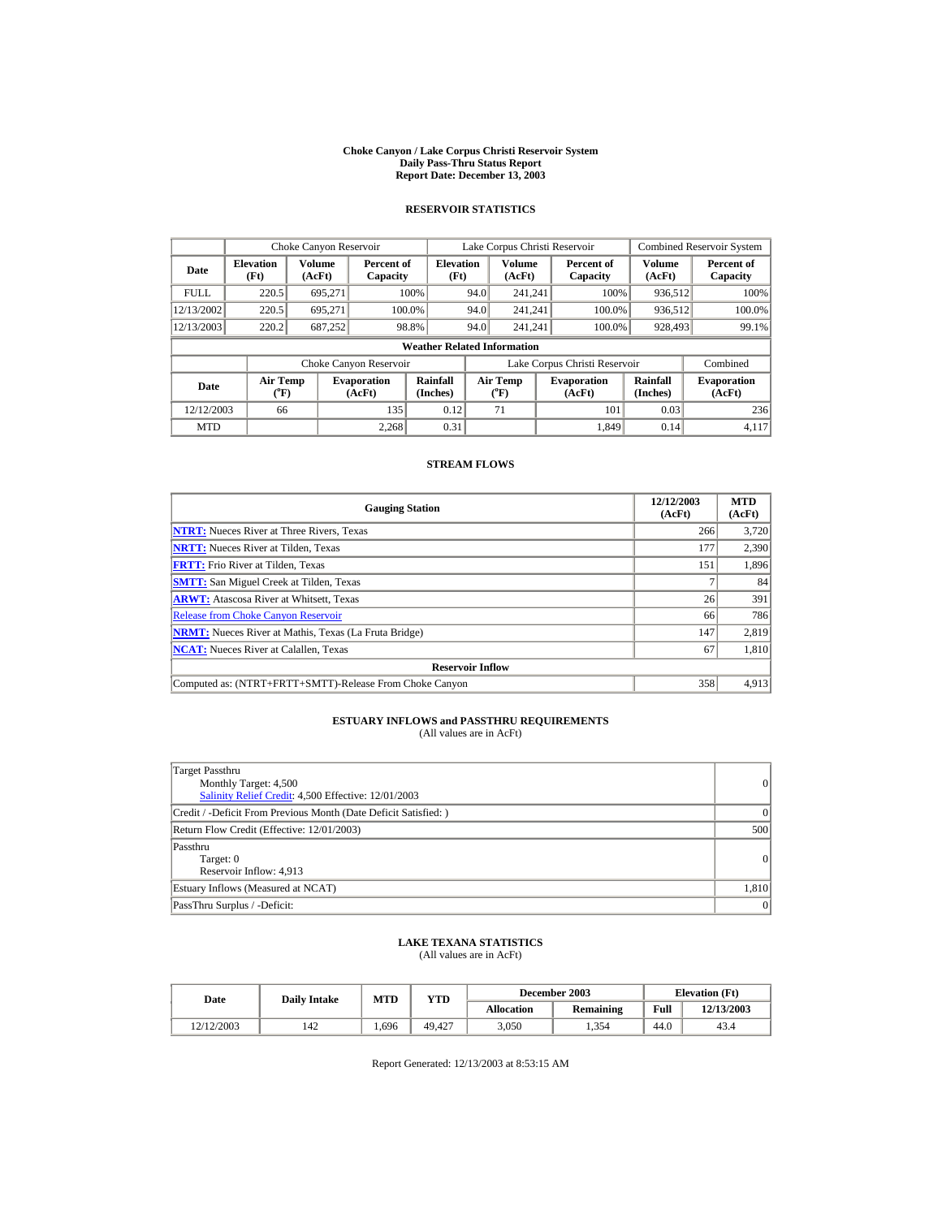# Choke Canyon / Lake Corpus Christi Reservoir System
## Daily Pass-Thru Status Report
## Report Date: December 13, 2003

### RESERVOIR STATISTICS

| Date | Choke Canyon Reservoir | | | Lake Corpus Christi Reservoir | | | Combined Reservoir System | |
|---|---|---|---|---|---|---|---|---|
| | Elevation (Ft) | Volume (AcFt) | Percent of Capacity | Elevation (Ft) | Volume (AcFt) | Percent of Capacity | Volume (AcFt) | Percent of Capacity |
| FULL | 220.5 | 695,271 | 100% | 94.0 | 241,241 | 100% | 936,512 | 100% |
| 12/13/2002 | 220.5 | 695,271 | 100.0% | 94.0 | 241,241 | 100.0% | 936,512 | 100.0% |
| 12/13/2003 | 220.2 | 687,252 | 98.8% | 94.0 | 241,241 | 100.0% | 928,493 | 99.1% |

**Weather Related Information**

| Date | Choke Canyon Reservoir | | | Lake Corpus Christi Reservoir | | | Combined |
|---|---|---|---|---|---|---|---|
| | Air Temp (°F) | Evaporation (AcFt) | Rainfall (Inches) | Air Temp (°F) | Evaporation (AcFt) | Rainfall (Inches) | Evaporation (AcFt) |
| 12/12/2003 | 66 | 135 | 0.12 | 71 | 101 | 0.03 | 236 |
| MTD | | 2,268 | 0.31 | | 1,849 | 0.14 | 4,117 |

### STREAM FLOWS

| Gauging Station | 12/12/2003 (AcFt) | MTD (AcFt) |
|---|---|---|
| **NTRT:** Nueces River at Three Rivers, Texas | 266 | 3,720 |
| **NRTT:** Nueces River at Tilden, Texas | 177 | 2,390 |
| **FRTT:** Frio River at Tilden, Texas | 151 | 1,896 |
| **SMTT:** San Miguel Creek at Tilden, Texas | 7 | 84 |
| **ARWT:** Atascosa River at Whitsett, Texas | 26 | 391 |
| Release from Choke Canyon Reservoir | 66 | 786 |
| **NRMT:** Nueces River at Mathis, Texas (La Fruta Bridge) | 147 | 2,819 |
| **NCAT:** Nueces River at Calallen, Texas | 67 | 1,810 |
| **Reservoir Inflow** | | |
| Computed as: (NTRT+FRTT+SMTT)-Release From Choke Canyon | 358 | 4,913 |

### ESTUARY INFLOWS and PASSTHRU REQUIREMENTS
(All values are in AcFt)

| | |
|---|---|
| Target Passthru<br>Monthly Target: 4,500<br>Salinity Relief Credit: 4,500 Effective: 12/01/2003 | 0 |
| Credit / -Deficit From Previous Month (Date Deficit Satisfied: ) | 0 |
| Return Flow Credit (Effective: 12/01/2003) | 500 |
| Passthru<br>Target: 0<br>Reservoir Inflow: 4,913 | 0 |
| Estuary Inflows (Measured at NCAT) | 1,810 |
| PassThru Surplus / -Deficit: | 0 |

### LAKE TEXANA STATISTICS
(All values are in AcFt)

| Date | Daily Intake | MTD | YTD | December 2003 | | Elevation (Ft) | |
|---|---|---|---|---|---|---|---|
| | | | | Allocation | Remaining | Full | 12/13/2003 |
| 12/12/2003 | 142 | 1,696 | 49,427 | 3,050 | 1,354 | 44.0 | 43.4 |

Report Generated: 12/13/2003 at 8:53:15 AM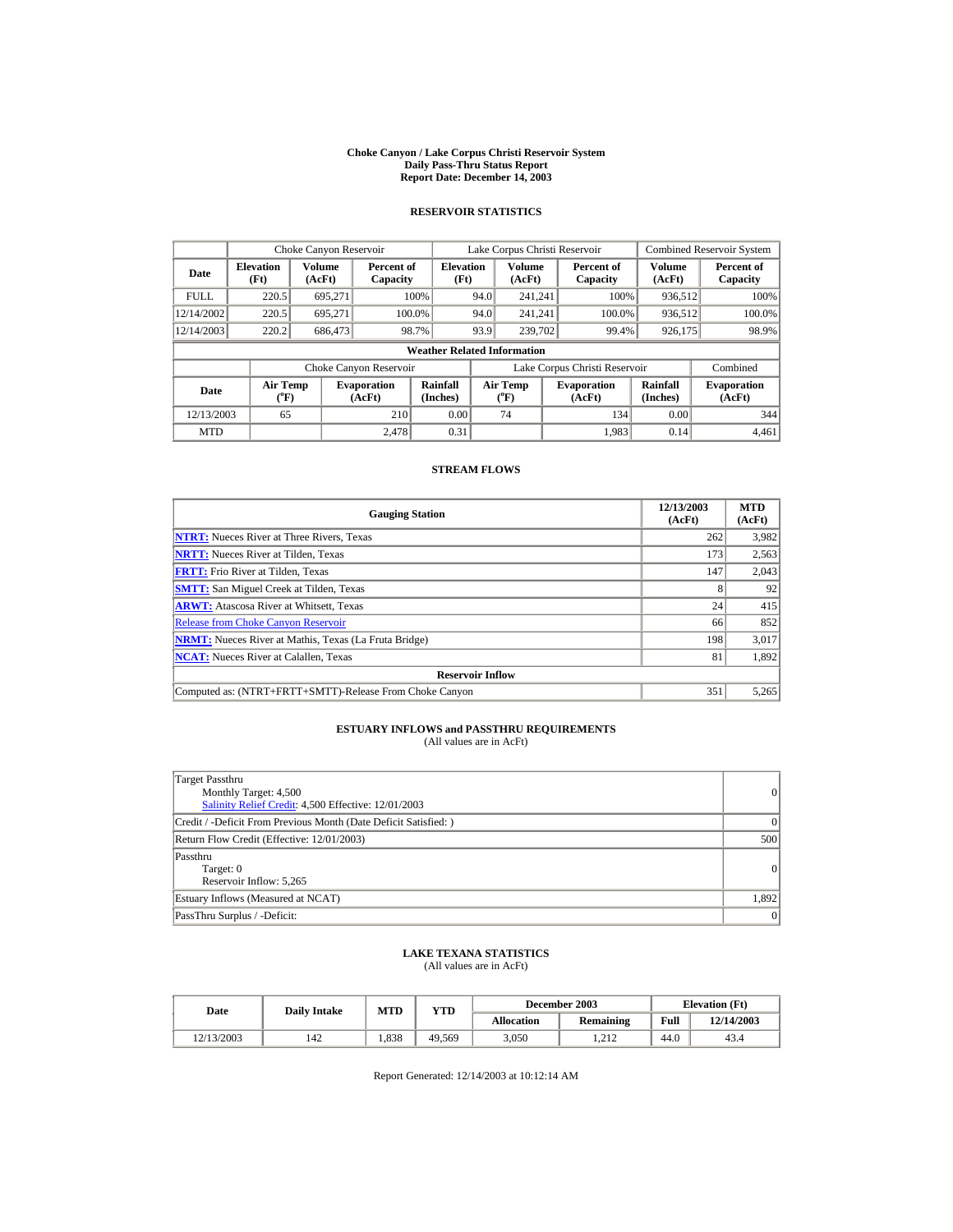**Choke Canyon / Lake Corpus Christi Reservoir System**
**Daily Pass-Thru Status Report**
**Report Date: December 14, 2003**

## RESERVOIR STATISTICS

| Date | Choke Canyon Reservoir | | | Lake Corpus Christi Reservoir | | | Combined Reservoir System | |
|---|---|---|---|---|---|---|---|---|
| | Elevation (Ft) | Volume (AcFt) | Percent of Capacity | Elevation (Ft) | Volume (AcFt) | Percent of Capacity | Volume (AcFt) | Percent of Capacity |
| FULL | 220.5 | 695,271 | 100% | 94.0 | 241,241 | 100% | 936,512 | 100% |
| 12/14/2002 | 220.5 | 695,271 | 100.0% | 94.0 | 241,241 | 100.0% | 936,512 | 100.0% |
| 12/14/2003 | 220.2 | 686,473 | 98.7% | 93.9 | 239,702 | 99.4% | 926,175 | 98.9% |

**Weather Related Information**

| Date | Choke Canyon Reservoir | | | Lake Corpus Christi Reservoir | | | Combined |
|---|---|---|---|---|---|---|---|
| | Air Temp (°F) | Evaporation (AcFt) | Rainfall (Inches) | Air Temp (°F) | Evaporation (AcFt) | Rainfall (Inches) | Evaporation (AcFt) |
| 12/13/2003 | 65 | 210 | 0.00 | 74 | 134 | 0.00 | 344 |
| MTD | | 2,478 | 0.31 | | 1,983 | 0.14 | 4,461 |

## STREAM FLOWS

| Gauging Station | 12/13/2003 (AcFt) | MTD (AcFt) |
|---|---|---|
| NTRT: Nueces River at Three Rivers, Texas | 262 | 3,982 |
| NRTT: Nueces River at Tilden, Texas | 173 | 2,563 |
| FRTT: Frio River at Tilden, Texas | 147 | 2,043 |
| SMTT: San Miguel Creek at Tilden, Texas | 8 | 92 |
| ARWT: Atascosa River at Whitsett, Texas | 24 | 415 |
| Release from Choke Canyon Reservoir | 66 | 852 |
| NRMT: Nueces River at Mathis, Texas (La Fruta Bridge) | 198 | 3,017 |
| NCAT: Nueces River at Calallen, Texas | 81 | 1,892 |
| **Reservoir Inflow** | | |
| Computed as: (NTRT+FRTT+SMTT)-Release From Choke Canyon | 351 | 5,265 |

## ESTUARY INFLOWS and PASSTHRU REQUIREMENTS

(All values are in AcFt)

| | |
|---|---|
| Target Passthru<br>Monthly Target: 4,500<br>Salinity Relief Credit: 4,500 Effective: 12/01/2003 | 0 |
| Credit / -Deficit From Previous Month (Date Deficit Satisfied: ) | 0 |
| Return Flow Credit (Effective: 12/01/2003) | 500 |
| Passthru<br>Target: 0<br>Reservoir Inflow: 5,265 | 0 |
| Estuary Inflows (Measured at NCAT) | 1,892 |
| PassThru Surplus / -Deficit: | 0 |

## LAKE TEXANA STATISTICS

(All values are in AcFt)

| Date | Daily Intake | MTD | YTD | December 2003 | | Elevation (Ft) | |
|---|---|---|---|---|---|---|---|
| | | | | Allocation | Remaining | Full | 12/14/2003 |
| 12/13/2003 | 142 | 1,838 | 49,569 | 3,050 | 1,212 | 44.0 | 43.4 |

Report Generated: 12/14/2003 at 10:12:14 AM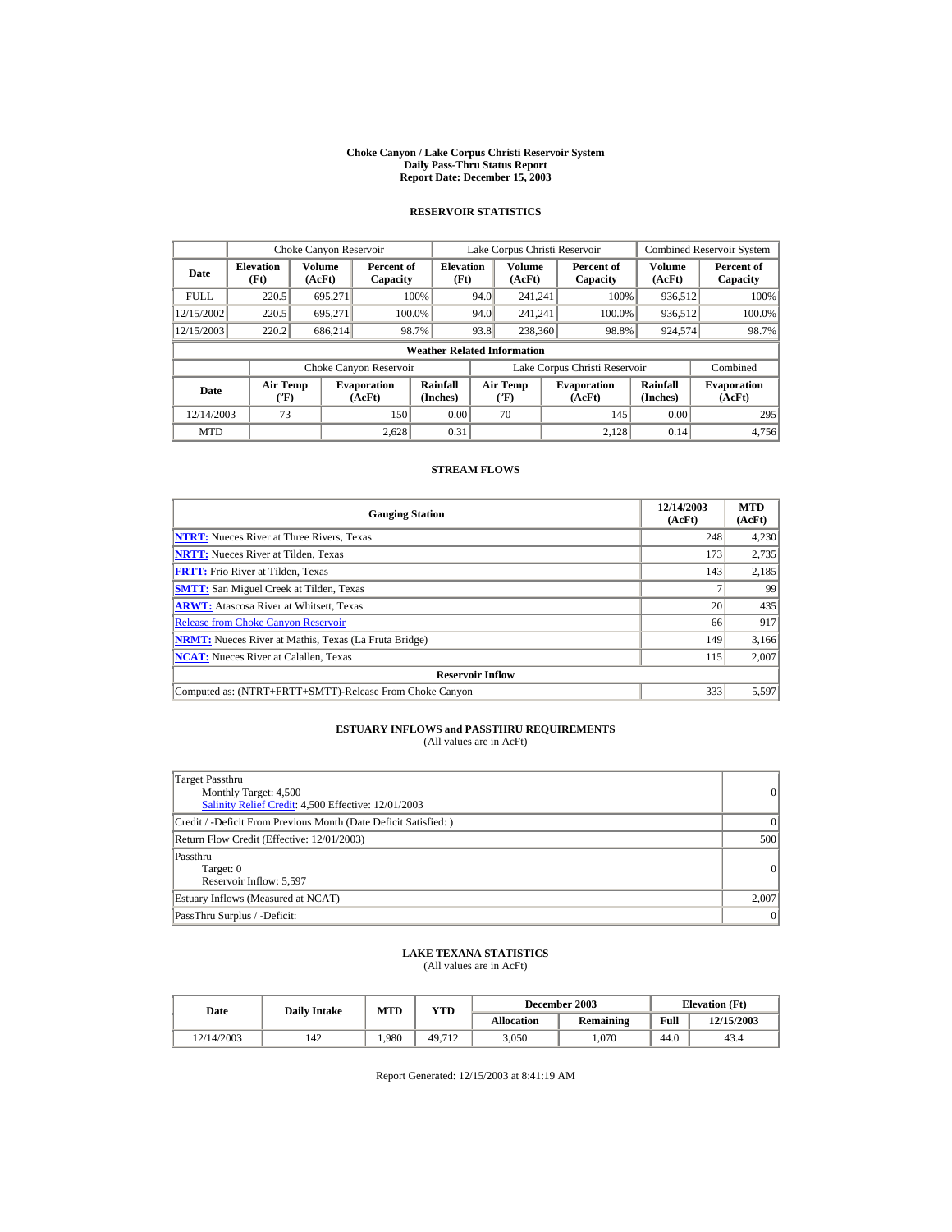# Choke Canyon / Lake Corpus Christi Reservoir System
## Daily Pass-Thru Status Report
## Report Date: December 15, 2003

### RESERVOIR STATISTICS

| | Choke Canyon Reservoir | | | Lake Corpus Christi Reservoir | | | Combined Reservoir System | |
|---|---|---|---|---|---|---|---|---|
| Date | Elevation (Ft) | Volume (AcFt) | Percent of Capacity | Elevation (Ft) | Volume (AcFt) | Percent of Capacity | Volume (AcFt) | Percent of Capacity |
| FULL | 220.5 | 695,271 | 100% | 94.0 | 241,241 | 100% | 936,512 | 100% |
| 12/15/2002 | 220.5 | 695,271 | 100.0% | 94.0 | 241,241 | 100.0% | 936,512 | 100.0% |
| 12/15/2003 | 220.2 | 686,214 | 98.7% | 93.8 | 238,360 | 98.8% | 924,574 | 98.7% |

**Weather Related Information**

| | Choke Canyon Reservoir | | | Lake Corpus Christi Reservoir | | | Combined |
|---|---|---|---|---|---|---|---|
| Date | Air Temp (°F) | Evaporation (AcFt) | Rainfall (Inches) | Air Temp (°F) | Evaporation (AcFt) | Rainfall (Inches) | Evaporation (AcFt) |
| 12/14/2003 | 73 | 150 | 0.00 | 70 | 145 | 0.00 | 295 |
| MTD | | 2,628 | 0.31 | | 2,128 | 0.14 | 4,756 |

### STREAM FLOWS

| Gauging Station | 12/14/2003 (AcFt) | MTD (AcFt) |
|---|---|---|
| **NTRT:** Nueces River at Three Rivers, Texas | 248 | 4,230 |
| **NRTT:** Nueces River at Tilden, Texas | 173 | 2,735 |
| **FRTT:** Frio River at Tilden, Texas | 143 | 2,185 |
| **SMTT:** San Miguel Creek at Tilden, Texas | 7 | 99 |
| **ARWT:** Atascosa River at Whitsett, Texas | 20 | 435 |
| Release from Choke Canyon Reservoir | 66 | 917 |
| **NRMT:** Nueces River at Mathis, Texas (La Fruta Bridge) | 149 | 3,166 |
| **NCAT:** Nueces River at Calallen, Texas | 115 | 2,007 |
| **Reservoir Inflow** | | |
| Computed as: (NTRT+FRTT+SMTT)-Release From Choke Canyon | 333 | 5,597 |

### ESTUARY INFLOWS and PASSTHRU REQUIREMENTS
(All values are in AcFt)

| | |
|---|---|
| Target Passthru<br>Monthly Target: 4,500<br>Salinity Relief Credit: 4,500 Effective: 12/01/2003 | 0 |
| Credit / -Deficit From Previous Month (Date Deficit Satisfied: ) | 0 |
| Return Flow Credit (Effective: 12/01/2003) | 500 |
| Passthru<br>Target: 0<br>Reservoir Inflow: 5,597 | 0 |
| Estuary Inflows (Measured at NCAT) | 2,007 |
| PassThru Surplus / -Deficit: | 0 |

### LAKE TEXANA STATISTICS
(All values are in AcFt)

| Date | Daily Intake | MTD | YTD | December 2003 | | Elevation (Ft) | |
|---|---|---|---|---|---|---|---|
| | | | | Allocation | Remaining | Full | 12/15/2003 |
| 12/14/2003 | 142 | 1,980 | 49,712 | 3,050 | 1,070 | 44.0 | 43.4 |

Report Generated: 12/15/2003 at 8:41:19 AM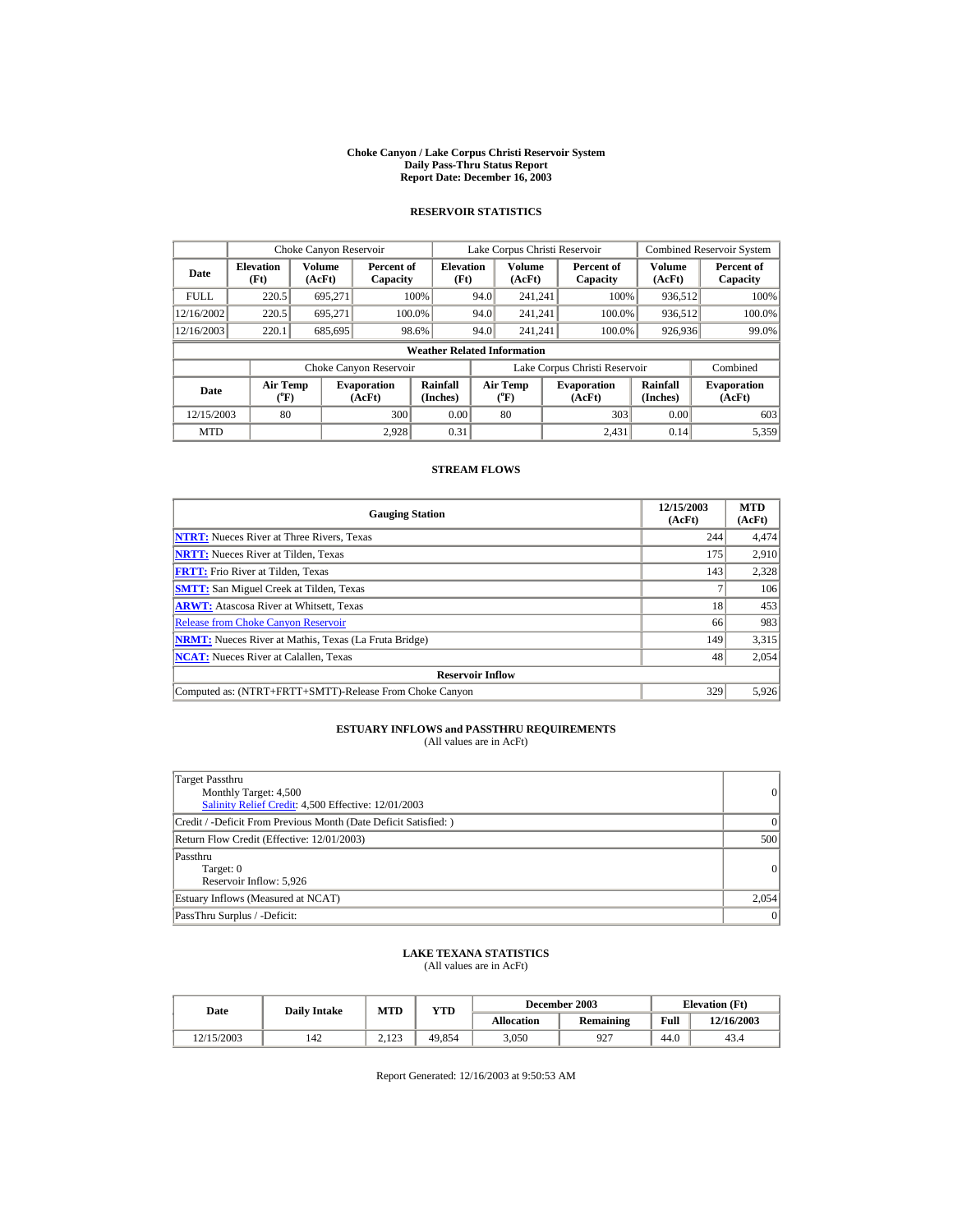# Choke Canyon / Lake Corpus Christi Reservoir System
## Daily Pass-Thru Status Report
## Report Date: December 16, 2003

### RESERVOIR STATISTICS

| Date | Choke Canyon Reservoir | | | Lake Corpus Christi Reservoir | | | Combined Reservoir System | |
|---|---|---|---|---|---|---|---|---|
| | Elevation (Ft) | Volume (AcFt) | Percent of Capacity | Elevation (Ft) | Volume (AcFt) | Percent of Capacity | Volume (AcFt) | Percent of Capacity |
| FULL | 220.5 | 695,271 | 100% | 94.0 | 241,241 | 100% | 936,512 | 100% |
| 12/16/2002 | 220.5 | 695,271 | 100.0% | 94.0 | 241,241 | 100.0% | 936,512 | 100.0% |
| 12/16/2003 | 220.1 | 685,695 | 98.6% | 94.0 | 241,241 | 100.0% | 926,936 | 99.0% |

**Weather Related Information**

| Date | Choke Canyon Reservoir | | | Lake Corpus Christi Reservoir | | | Combined |
|---|---|---|---|---|---|---|---|
| | Air Temp (°F) | Evaporation (AcFt) | Rainfall (Inches) | Air Temp (°F) | Evaporation (AcFt) | Rainfall (Inches) | Evaporation (AcFt) |
| 12/15/2003 | 80 | 300 | 0.00 | 80 | 303 | 0.00 | 603 |
| MTD | | 2,928 | 0.31 | | 2,431 | 0.14 | 5,359 |

### STREAM FLOWS

| Gauging Station | 12/15/2003 (AcFt) | MTD (AcFt) |
|---|---|---|
| NTRT: Nueces River at Three Rivers, Texas | 244 | 4,474 |
| NRTT: Nueces River at Tilden, Texas | 175 | 2,910 |
| FRTT: Frio River at Tilden, Texas | 143 | 2,328 |
| SMTT: San Miguel Creek at Tilden, Texas | 7 | 106 |
| ARWT: Atascosa River at Whitsett, Texas | 18 | 453 |
| Release from Choke Canyon Reservoir | 66 | 983 |
| NRMT: Nueces River at Mathis, Texas (La Fruta Bridge) | 149 | 3,315 |
| NCAT: Nueces River at Calallen, Texas | 48 | 2,054 |
| **Reservoir Inflow** | | |
| Computed as: (NTRT+FRTT+SMTT)-Release From Choke Canyon | 329 | 5,926 |

### ESTUARY INFLOWS and PASSTHRU REQUIREMENTS
(All values are in AcFt)

| | |
|---|---|
| Target Passthru<br>Monthly Target: 4,500<br>Salinity Relief Credit: 4,500 Effective: 12/01/2003 | 0 |
| Credit / -Deficit From Previous Month (Date Deficit Satisfied: ) | 0 |
| Return Flow Credit (Effective: 12/01/2003) | 500 |
| Passthru<br>Target: 0<br>Reservoir Inflow: 5,926 | 0 |
| Estuary Inflows (Measured at NCAT) | 2,054 |
| PassThru Surplus / -Deficit: | 0 |

### LAKE TEXANA STATISTICS
(All values are in AcFt)

| Date | Daily Intake | MTD | YTD | December 2003 | | Elevation (Ft) | |
|---|---|---|---|---|---|---|---|
| | | | | Allocation | Remaining | Full | 12/16/2003 |
| 12/15/2003 | 142 | 2,123 | 49,854 | 3,050 | 927 | 44.0 | 43.4 |

Report Generated: 12/16/2003 at 9:50:53 AM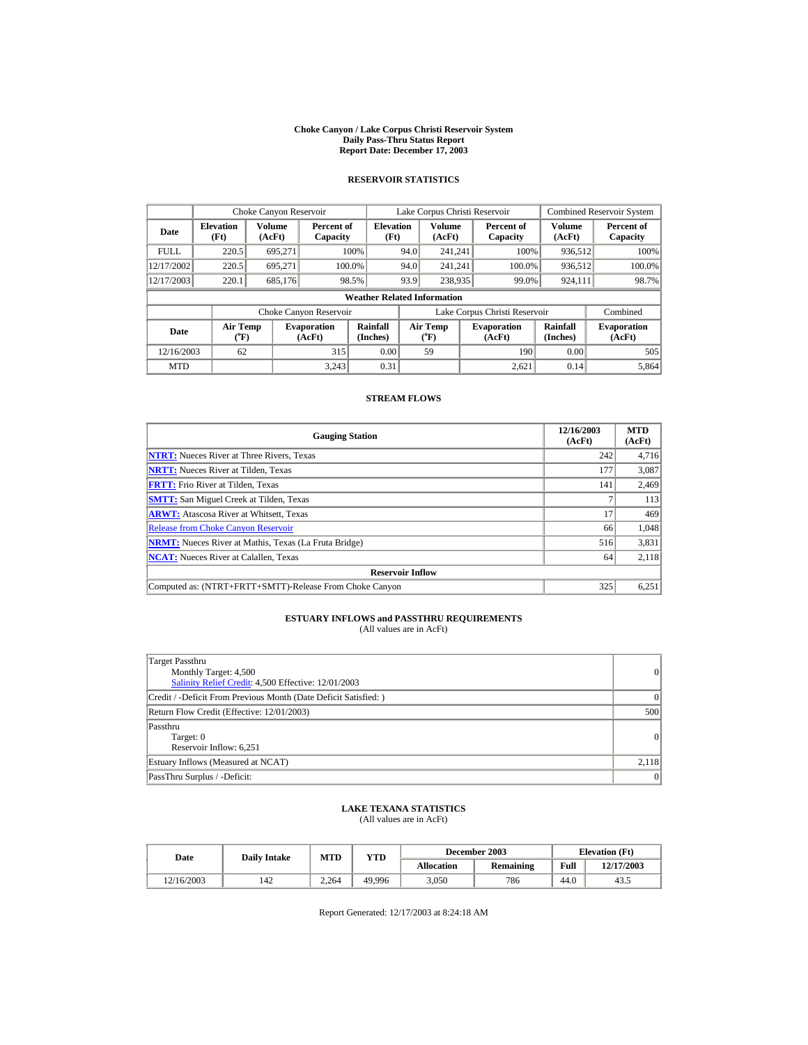# Choke Canyon / Lake Corpus Christi Reservoir System
## Daily Pass-Thru Status Report
## Report Date: December 17, 2003

### RESERVOIR STATISTICS

| | Choke Canyon Reservoir | | | Lake Corpus Christi Reservoir | | | Combined Reservoir System | |
|---|---|---|---|---|---|---|---|---|
| Date | Elevation (Ft) | Volume (AcFt) | Percent of Capacity | Elevation (Ft) | Volume (AcFt) | Percent of Capacity | Volume (AcFt) | Percent of Capacity |
| FULL | 220.5 | 695,271 | 100% | 94.0 | 241,241 | 100% | 936,512 | 100% |
| 12/17/2002 | 220.5 | 695,271 | 100.0% | 94.0 | 241,241 | 100.0% | 936,512 | 100.0% |
| 12/17/2003 | 220.1 | 685,176 | 98.5% | 93.9 | 238,935 | 99.0% | 924,111 | 98.7% |

**Weather Related Information**

| | Choke Canyon Reservoir | | | Lake Corpus Christi Reservoir | | | Combined |
|---|---|---|---|---|---|---|---|
| Date | Air Temp (°F) | Evaporation (AcFt) | Rainfall (Inches) | Air Temp (°F) | Evaporation (AcFt) | Rainfall (Inches) | Evaporation (AcFt) |
| 12/16/2003 | 62 | 315 | 0.00 | 59 | 190 | 0.00 | 505 |
| MTD | | 3,243 | 0.31 | | 2,621 | 0.14 | 5,864 |

### STREAM FLOWS

| Gauging Station | 12/16/2003 (AcFt) | MTD (AcFt) |
|---|---|---|
| NTRT: Nueces River at Three Rivers, Texas | 242 | 4,716 |
| NRTT: Nueces River at Tilden, Texas | 177 | 3,087 |
| FRTT: Frio River at Tilden, Texas | 141 | 2,469 |
| SMTT: San Miguel Creek at Tilden, Texas | 7 | 113 |
| ARWT: Atascosa River at Whitsett, Texas | 17 | 469 |
| Release from Choke Canyon Reservoir | 66 | 1,048 |
| NRMT: Nueces River at Mathis, Texas (La Fruta Bridge) | 516 | 3,831 |
| NCAT: Nueces River at Calallen, Texas | 64 | 2,118 |
| **Reservoir Inflow** | | |
| Computed as: (NTRT+FRTT+SMTT)-Release From Choke Canyon | 325 | 6,251 |

### ESTUARY INFLOWS and PASSTHRU REQUIREMENTS
(All values are in AcFt)

| | |
|---|---|
| Target Passthru<br>Monthly Target: 4,500<br>Salinity Relief Credit: 4,500 Effective: 12/01/2003 | 0 |
| Credit / -Deficit From Previous Month (Date Deficit Satisfied: ) | 0 |
| Return Flow Credit (Effective: 12/01/2003) | 500 |
| Passthru<br>Target: 0<br>Reservoir Inflow: 6,251 | 0 |
| Estuary Inflows (Measured at NCAT) | 2,118 |
| PassThru Surplus / -Deficit: | 0 |

### LAKE TEXANA STATISTICS
(All values are in AcFt)

| Date | Daily Intake | MTD | YTD | December 2003 | | Elevation (Ft) | |
|---|---|---|---|---|---|---|---|
| | | | | Allocation | Remaining | Full | 12/17/2003 |
| 12/16/2003 | 142 | 2,264 | 49,996 | 3,050 | 786 | 44.0 | 43.5 |

Report Generated: 12/17/2003 at 8:24:18 AM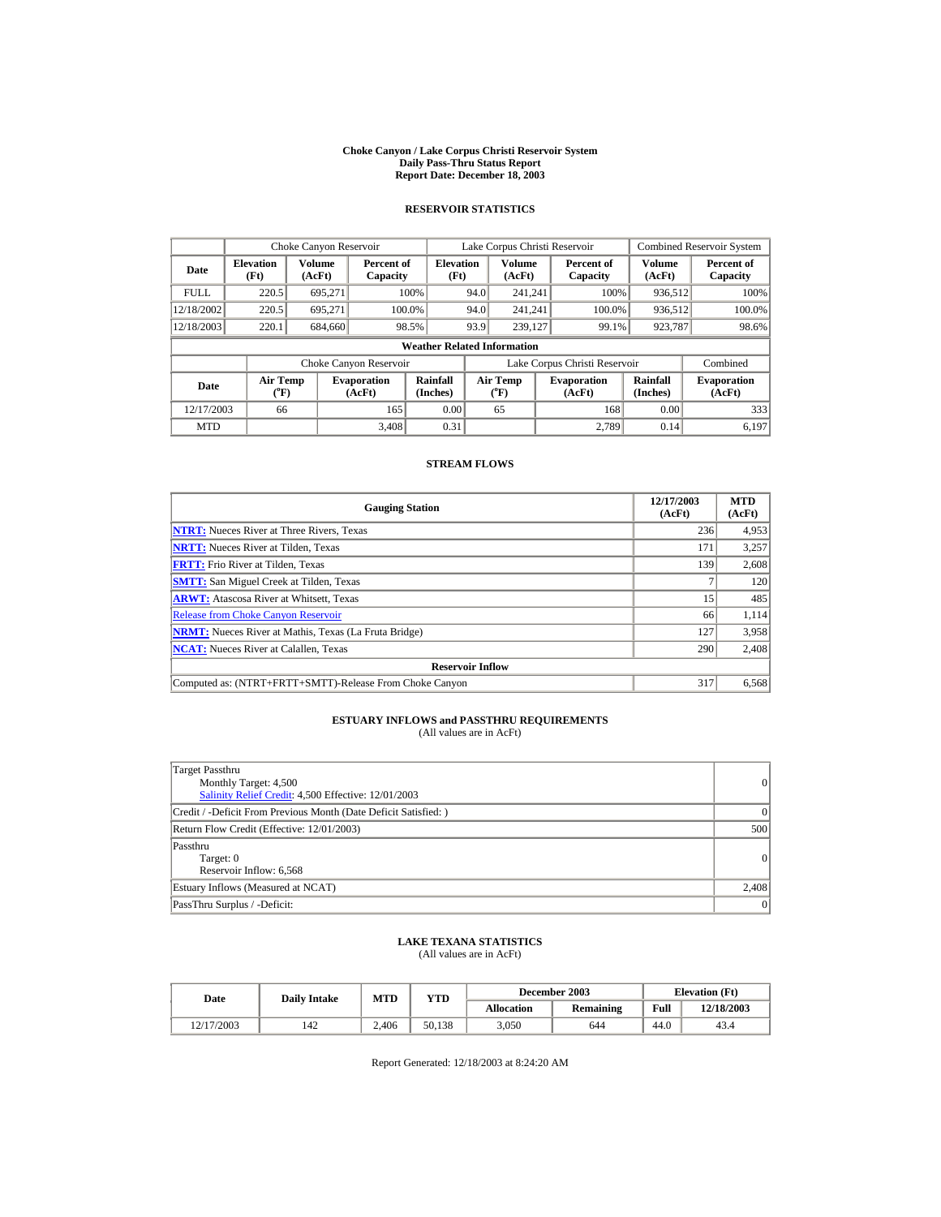# Choke Canyon / Lake Corpus Christi Reservoir System
## Daily Pass-Thru Status Report
## Report Date: December 18, 2003

### RESERVOIR STATISTICS

| Date | Choke Canyon Reservoir | | | Lake Corpus Christi Reservoir | | | Combined Reservoir System | |
|---|---|---|---|---|---|---|---|---|
| | Elevation (Ft) | Volume (AcFt) | Percent of Capacity | Elevation (Ft) | Volume (AcFt) | Percent of Capacity | Volume (AcFt) | Percent of Capacity |
| FULL | 220.5 | 695,271 | 100% | 94.0 | 241,241 | 100% | 936,512 | 100% |
| 12/18/2002 | 220.5 | 695,271 | 100.0% | 94.0 | 241,241 | 100.0% | 936,512 | 100.0% |
| 12/18/2003 | 220.1 | 684,660 | 98.5% | 93.9 | 239,127 | 99.1% | 923,787 | 98.6% |

**Weather Related Information**

| Date | Choke Canyon Reservoir | | | Lake Corpus Christi Reservoir | | | Combined |
|---|---|---|---|---|---|---|---|
| | Air Temp (°F) | Evaporation (AcFt) | Rainfall (Inches) | Air Temp (°F) | Evaporation (AcFt) | Rainfall (Inches) | Evaporation (AcFt) |
| 12/17/2003 | 66 | 165 | 0.00 | 65 | 168 | 0.00 | 333 |
| MTD | | 3,408 | 0.31 | | 2,789 | 0.14 | 6,197 |

### STREAM FLOWS

| Gauging Station | 12/17/2003 (AcFt) | MTD (AcFt) |
|---|---|---|
| **NTRT:** Nueces River at Three Rivers, Texas | 236 | 4,953 |
| **NRTT:** Nueces River at Tilden, Texas | 171 | 3,257 |
| **FRTT:** Frio River at Tilden, Texas | 139 | 2,608 |
| **SMTT:** San Miguel Creek at Tilden, Texas | 7 | 120 |
| **ARWT:** Atascosa River at Whitsett, Texas | 15 | 485 |
| Release from Choke Canyon Reservoir | 66 | 1,114 |
| **NRMT:** Nueces River at Mathis, Texas (La Fruta Bridge) | 127 | 3,958 |
| **NCAT:** Nueces River at Calallen, Texas | 290 | 2,408 |
| **Reservoir Inflow** | | |
| Computed as: (NTRT+FRTT+SMTT)-Release From Choke Canyon | 317 | 6,568 |

### ESTUARY INFLOWS and PASSTHRU REQUIREMENTS
(All values are in AcFt)

| | |
|---|---|
| Target Passthru<br>Monthly Target: 4,500<br>Salinity Relief Credit: 4,500 Effective: 12/01/2003 | 0 |
| Credit / -Deficit From Previous Month (Date Deficit Satisfied: ) | 0 |
| Return Flow Credit (Effective: 12/01/2003) | 500 |
| Passthru<br>Target: 0<br>Reservoir Inflow: 6,568 | 0 |
| Estuary Inflows (Measured at NCAT) | 2,408 |
| PassThru Surplus / -Deficit: | 0 |

### LAKE TEXANA STATISTICS
(All values are in AcFt)

| Date | Daily Intake | MTD | YTD | December 2003 | | Elevation (Ft) | |
|---|---|---|---|---|---|---|---|
| | | | | Allocation | Remaining | Full | 12/18/2003 |
| 12/17/2003 | 142 | 2,406 | 50,138 | 3,050 | 644 | 44.0 | 43.4 |

Report Generated: 12/18/2003 at 8:24:20 AM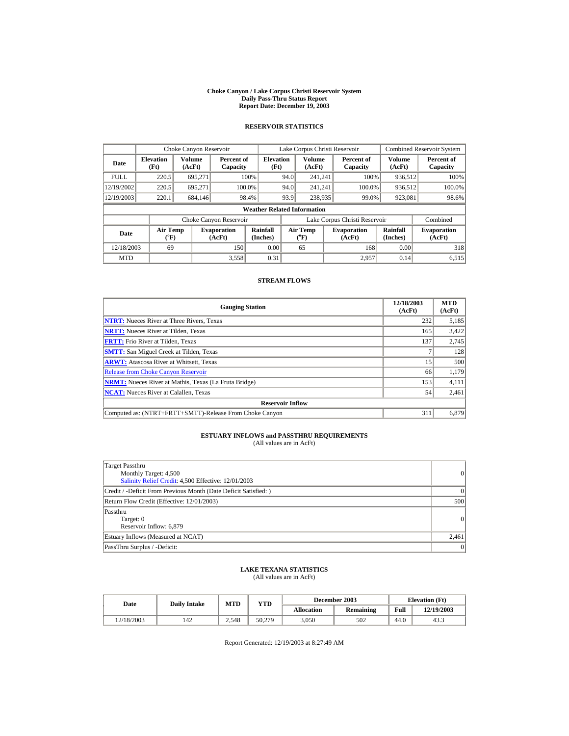**Choke Canyon / Lake Corpus Christi Reservoir System**
**Daily Pass-Thru Status Report**
**Report Date: December 19, 2003**

## RESERVOIR STATISTICS

| | Choke Canyon Reservoir | | | Lake Corpus Christi Reservoir | | | Combined Reservoir System | |
|---|---|---|---|---|---|---|---|---|
| **Date** | **Elevation (Ft)** | **Volume (AcFt)** | **Percent of Capacity** | **Elevation (Ft)** | **Volume (AcFt)** | **Percent of Capacity** | **Volume (AcFt)** | **Percent of Capacity** |
| FULL | 220.5 | 695,271 | 100% | 94.0 | 241,241 | 100% | 936,512 | 100% |
| 12/19/2002 | 220.5 | 695,271 | 100.0% | 94.0 | 241,241 | 100.0% | 936,512 | 100.0% |
| 12/19/2003 | 220.1 | 684,146 | 98.4% | 93.9 | 238,935 | 99.0% | 923,081 | 98.6% |

**Weather Related Information**

| | Choke Canyon Reservoir | | | Lake Corpus Christi Reservoir | | | Combined |
|---|---|---|---|---|---|---|---|
| **Date** | **Air Temp (°F)** | **Evaporation (AcFt)** | **Rainfall (Inches)** | **Air Temp (°F)** | **Evaporation (AcFt)** | **Rainfall (Inches)** | **Evaporation (AcFt)** |
| 12/18/2003 | 69 | 150 | 0.00 | 65 | 168 | 0.00 | 318 |
| MTD | | 3,558 | 0.31 | | 2,957 | 0.14 | 6,515 |

## STREAM FLOWS

| Gauging Station | 12/18/2003 (AcFt) | MTD (AcFt) |
|---|---|---|
| **NTRT:** Nueces River at Three Rivers, Texas | 232 | 5,185 |
| **NRTT:** Nueces River at Tilden, Texas | 165 | 3,422 |
| **FRTT:** Frio River at Tilden, Texas | 137 | 2,745 |
| **SMTT:** San Miguel Creek at Tilden, Texas | 7 | 128 |
| **ARWT:** Atascosa River at Whitsett, Texas | 15 | 500 |
| Release from Choke Canyon Reservoir | 66 | 1,179 |
| **NRMT:** Nueces River at Mathis, Texas (La Fruta Bridge) | 153 | 4,111 |
| **NCAT:** Nueces River at Calallen, Texas | 54 | 2,461 |
| **Reservoir Inflow** | | |
| Computed as: (NTRT+FRTT+SMTT)-Release From Choke Canyon | 311 | 6,879 |

## ESTUARY INFLOWS and PASSTHRU REQUIREMENTS
(All values are in AcFt)

| | |
|---|---|
| Target Passthru<br>Monthly Target: 4,500<br>Salinity Relief Credit: 4,500 Effective: 12/01/2003 | 0 |
| Credit / -Deficit From Previous Month (Date Deficit Satisfied: ) | 0 |
| Return Flow Credit (Effective: 12/01/2003) | 500 |
| Passthru<br>Target: 0<br>Reservoir Inflow: 6,879 | 0 |
| Estuary Inflows (Measured at NCAT) | 2,461 |
| PassThru Surplus / -Deficit: | 0 |

## LAKE TEXANA STATISTICS
(All values are in AcFt)

| Date | Daily Intake | MTD | YTD | December 2003 | | Elevation (Ft) | |
|---|---|---|---|---|---|---|---|
| | | | | Allocation | Remaining | Full | 12/19/2003 |
| 12/18/2003 | 142 | 2,548 | 50,279 | 3,050 | 502 | 44.0 | 43.3 |

Report Generated: 12/19/2003 at 8:27:49 AM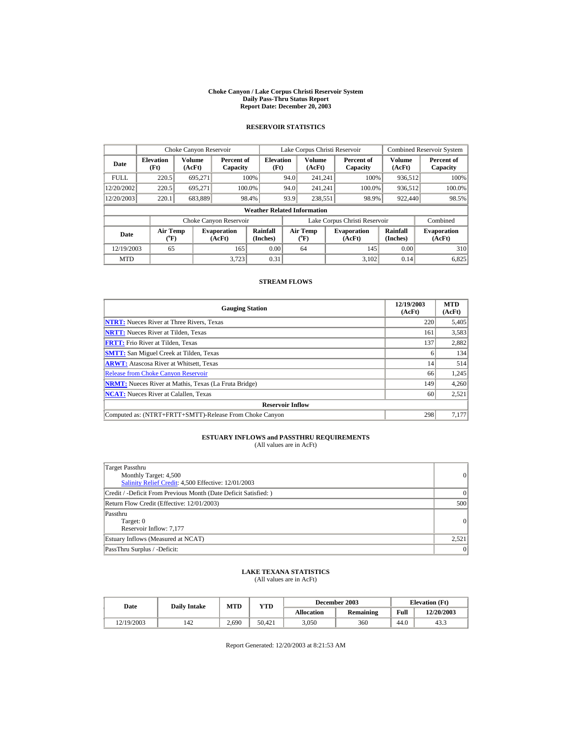# Choke Canyon / Lake Corpus Christi Reservoir System
## Daily Pass-Thru Status Report
## Report Date: December 20, 2003

### RESERVOIR STATISTICS

| Date | Choke Canyon Reservoir | | | Lake Corpus Christi Reservoir | | | Combined Reservoir System | |
|---|---|---|---|---|---|---|---|---|
| | Elevation (Ft) | Volume (AcFt) | Percent of Capacity | Elevation (Ft) | Volume (AcFt) | Percent of Capacity | Volume (AcFt) | Percent of Capacity |
| FULL | 220.5 | 695,271 | 100% | 94.0 | 241,241 | 100% | 936,512 | 100% |
| 12/20/2002 | 220.5 | 695,271 | 100.0% | 94.0 | 241,241 | 100.0% | 936,512 | 100.0% |
| 12/20/2003 | 220.1 | 683,889 | 98.4% | 93.9 | 238,551 | 98.9% | 922,440 | 98.5% |

**Weather Related Information**

| Date | Choke Canyon Reservoir | | | Lake Corpus Christi Reservoir | | | Combined |
|---|---|---|---|---|---|---|---|
| | Air Temp (°F) | Evaporation (AcFt) | Rainfall (Inches) | Air Temp (°F) | Evaporation (AcFt) | Rainfall (Inches) | Evaporation (AcFt) |
| 12/19/2003 | 65 | 165 | 0.00 | 64 | 145 | 0.00 | 310 |
| MTD | | 3,723 | 0.31 | | 3,102 | 0.14 | 6,825 |

### STREAM FLOWS

| Gauging Station | 12/19/2003 (AcFt) | MTD (AcFt) |
|---|---|---|
| NTRT: Nueces River at Three Rivers, Texas | 220 | 5,405 |
| NRTT: Nueces River at Tilden, Texas | 161 | 3,583 |
| FRTT: Frio River at Tilden, Texas | 137 | 2,882 |
| SMTT: San Miguel Creek at Tilden, Texas | 6 | 134 |
| ARWT: Atascosa River at Whitsett, Texas | 14 | 514 |
| Release from Choke Canyon Reservoir | 66 | 1,245 |
| NRMT: Nueces River at Mathis, Texas (La Fruta Bridge) | 149 | 4,260 |
| NCAT: Nueces River at Calallen, Texas | 60 | 2,521 |
| **Reservoir Inflow** | | |
| Computed as: (NTRT+FRTT+SMTT)-Release From Choke Canyon | 298 | 7,177 |

### ESTUARY INFLOWS and PASSTHRU REQUIREMENTS
(All values are in AcFt)

| | |
|---|---|
| Target Passthru<br>Monthly Target: 4,500<br>Salinity Relief Credit: 4,500 Effective: 12/01/2003 | 0 |
| Credit / -Deficit From Previous Month (Date Deficit Satisfied: ) | 0 |
| Return Flow Credit (Effective: 12/01/2003) | 500 |
| Passthru<br>Target: 0<br>Reservoir Inflow: 7,177 | 0 |
| Estuary Inflows (Measured at NCAT) | 2,521 |
| PassThru Surplus / -Deficit: | 0 |

### LAKE TEXANA STATISTICS
(All values are in AcFt)

| Date | Daily Intake | MTD | YTD | December 2003 | | Elevation (Ft) | |
|---|---|---|---|---|---|---|---|
| | | | | Allocation | Remaining | Full | 12/20/2003 |
| 12/19/2003 | 142 | 2,690 | 50,421 | 3,050 | 360 | 44.0 | 43.3 |

Report Generated: 12/20/2003 at 8:21:53 AM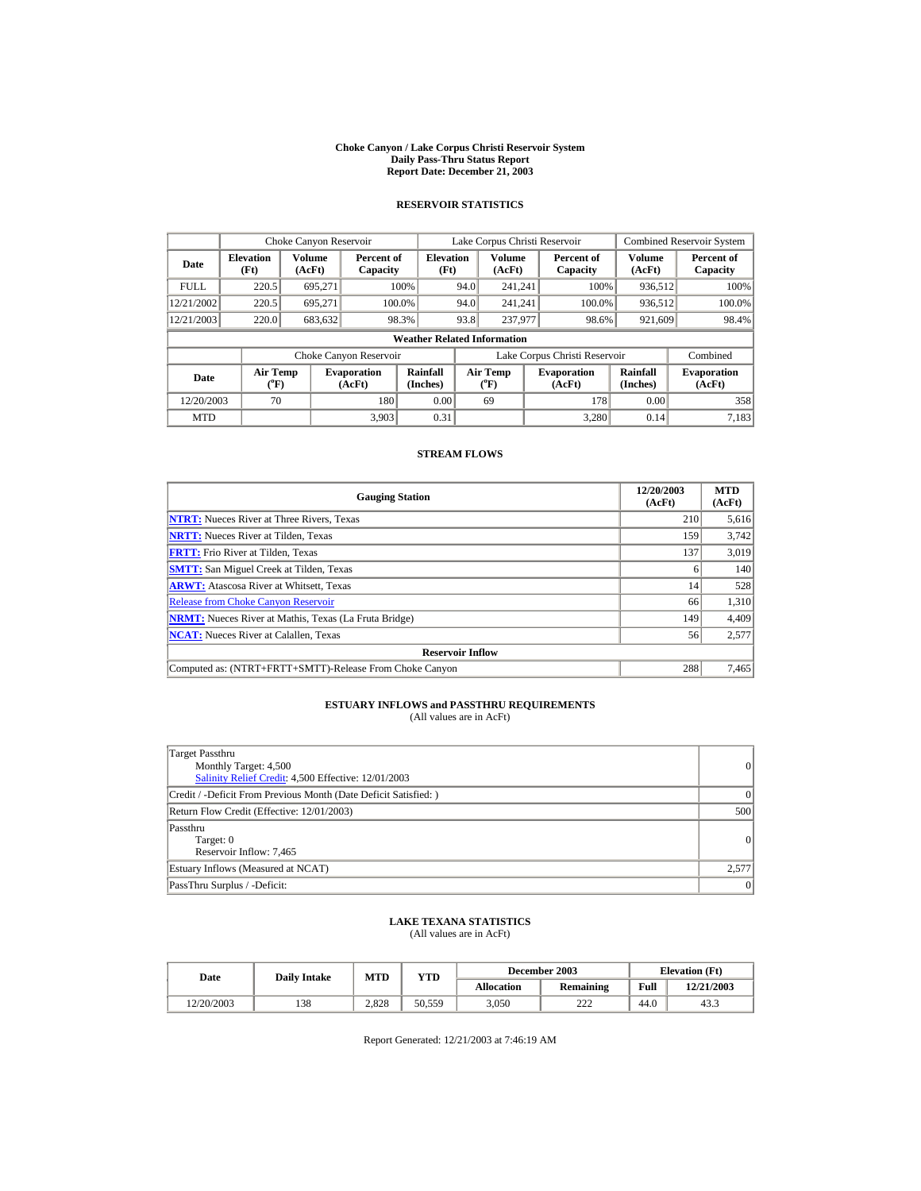# Choke Canyon / Lake Corpus Christi Reservoir System
## Daily Pass-Thru Status Report
## Report Date: December 21, 2003

### RESERVOIR STATISTICS

| Date | Choke Canyon Reservoir | | | Lake Corpus Christi Reservoir | | | Combined Reservoir System | |
|---|---|---|---|---|---|---|---|---|
| | Elevation (Ft) | Volume (AcFt) | Percent of Capacity | Elevation (Ft) | Volume (AcFt) | Percent of Capacity | Volume (AcFt) | Percent of Capacity |
| FULL | 220.5 | 695,271 | 100% | 94.0 | 241,241 | 100% | 936,512 | 100% |
| 12/21/2002 | 220.5 | 695,271 | 100.0% | 94.0 | 241,241 | 100.0% | 936,512 | 100.0% |
| 12/21/2003 | 220.0 | 683,632 | 98.3% | 93.8 | 237,977 | 98.6% | 921,609 | 98.4% |

**Weather Related Information**

| Date | Choke Canyon Reservoir | | | Lake Corpus Christi Reservoir | | | Combined |
|---|---|---|---|---|---|---|---|
| | Air Temp (°F) | Evaporation (AcFt) | Rainfall (Inches) | Air Temp (°F) | Evaporation (AcFt) | Rainfall (Inches) | Evaporation (AcFt) |
| 12/20/2003 | 70 | 180 | 0.00 | 69 | 178 | 0.00 | 358 |
| MTD | | 3,903 | 0.31 | | 3,280 | 0.14 | 7,183 |

### STREAM FLOWS

| Gauging Station | 12/20/2003 (AcFt) | MTD (AcFt) |
|---|---|---|
| **NTRT:** Nueces River at Three Rivers, Texas | 210 | 5,616 |
| **NRTT:** Nueces River at Tilden, Texas | 159 | 3,742 |
| **FRTT:** Frio River at Tilden, Texas | 137 | 3,019 |
| **SMTT:** San Miguel Creek at Tilden, Texas | 6 | 140 |
| **ARWT:** Atascosa River at Whitsett, Texas | 14 | 528 |
| Release from Choke Canyon Reservoir | 66 | 1,310 |
| **NRMT:** Nueces River at Mathis, Texas (La Fruta Bridge) | 149 | 4,409 |
| **NCAT:** Nueces River at Calallen, Texas | 56 | 2,577 |
| **Reservoir Inflow** | | |
| Computed as: (NTRT+FRTT+SMTT)-Release From Choke Canyon | 288 | 7,465 |

### ESTUARY INFLOWS and PASSTHRU REQUIREMENTS
(All values are in AcFt)

| | |
|---|---|
| Target Passthru<br>Monthly Target: 4,500<br>Salinity Relief Credit: 4,500 Effective: 12/01/2003 | 0 |
| Credit / -Deficit From Previous Month (Date Deficit Satisfied: ) | 0 |
| Return Flow Credit (Effective: 12/01/2003) | 500 |
| Passthru<br>Target: 0<br>Reservoir Inflow: 7,465 | 0 |
| Estuary Inflows (Measured at NCAT) | 2,577 |
| PassThru Surplus / -Deficit: | 0 |

### LAKE TEXANA STATISTICS
(All values are in AcFt)

| Date | Daily Intake | MTD | YTD | December 2003 | | Elevation (Ft) | |
|---|---|---|---|---|---|---|---|
| | | | | Allocation | Remaining | Full | 12/21/2003 |
| 12/20/2003 | 138 | 2,828 | 50,559 | 3,050 | 222 | 44.0 | 43.3 |

Report Generated: 12/21/2003 at 7:46:19 AM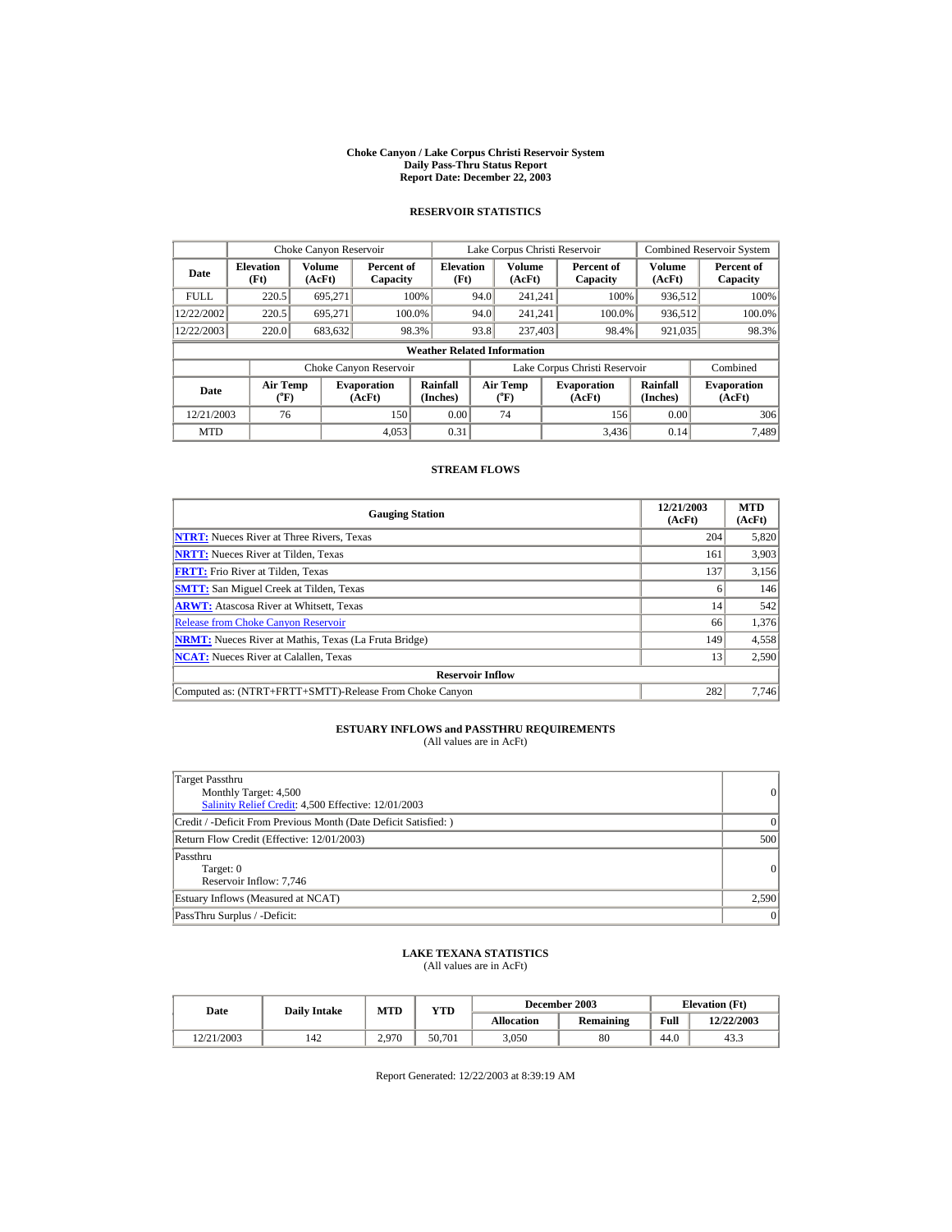# Choke Canyon / Lake Corpus Christi Reservoir System
## Daily Pass-Thru Status Report
## Report Date: December 22, 2003

### RESERVOIR STATISTICS

| | Choke Canyon Reservoir | | | Lake Corpus Christi Reservoir | | | Combined Reservoir System | |
|---|---|---|---|---|---|---|---|---|
| Date | Elevation (Ft) | Volume (AcFt) | Percent of Capacity | Elevation (Ft) | Volume (AcFt) | Percent of Capacity | Volume (AcFt) | Percent of Capacity |
| FULL | 220.5 | 695,271 | 100% | 94.0 | 241,241 | 100% | 936,512 | 100% |
| 12/22/2002 | 220.5 | 695,271 | 100.0% | 94.0 | 241,241 | 100.0% | 936,512 | 100.0% |
| 12/22/2003 | 220.0 | 683,632 | 98.3% | 93.8 | 237,403 | 98.4% | 921,035 | 98.3% |

**Weather Related Information**

| | Choke Canyon Reservoir | | | Lake Corpus Christi Reservoir | | | Combined |
|---|---|---|---|---|---|---|---|
| Date | Air Temp (°F) | Evaporation (AcFt) | Rainfall (Inches) | Air Temp (°F) | Evaporation (AcFt) | Rainfall (Inches) | Evaporation (AcFt) |
| 12/21/2003 | 76 | 150 | 0.00 | 74 | 156 | 0.00 | 306 |
| MTD | | 4,053 | 0.31 | | 3,436 | 0.14 | 7,489 |

### STREAM FLOWS

| Gauging Station | 12/21/2003 (AcFt) | MTD (AcFt) |
|---|---|---|
| NTRT: Nueces River at Three Rivers, Texas | 204 | 5,820 |
| NRTT: Nueces River at Tilden, Texas | 161 | 3,903 |
| FRTT: Frio River at Tilden, Texas | 137 | 3,156 |
| SMTT: San Miguel Creek at Tilden, Texas | 6 | 146 |
| ARWT: Atascosa River at Whitsett, Texas | 14 | 542 |
| Release from Choke Canyon Reservoir | 66 | 1,376 |
| NRMT: Nueces River at Mathis, Texas (La Fruta Bridge) | 149 | 4,558 |
| NCAT: Nueces River at Calallen, Texas | 13 | 2,590 |
| **Reservoir Inflow** | | |
| Computed as: (NTRT+FRTT+SMTT)-Release From Choke Canyon | 282 | 7,746 |

### ESTUARY INFLOWS and PASSTHRU REQUIREMENTS
(All values are in AcFt)

| | |
|---|---|
| Target Passthru<br>Monthly Target: 4,500<br>Salinity Relief Credit: 4,500 Effective: 12/01/2003 | 0 |
| Credit / -Deficit From Previous Month (Date Deficit Satisfied: ) | 0 |
| Return Flow Credit (Effective: 12/01/2003) | 500 |
| Passthru<br>Target: 0<br>Reservoir Inflow: 7,746 | 0 |
| Estuary Inflows (Measured at NCAT) | 2,590 |
| PassThru Surplus / -Deficit: | 0 |

### LAKE TEXANA STATISTICS
(All values are in AcFt)

| Date | Daily Intake | MTD | YTD | December 2003 | | Elevation (Ft) | |
|---|---|---|---|---|---|---|---|
| | | | | Allocation | Remaining | Full | 12/22/2003 |
| 12/21/2003 | 142 | 2,970 | 50,701 | 3,050 | 80 | 44.0 | 43.3 |

Report Generated: 12/22/2003 at 8:39:19 AM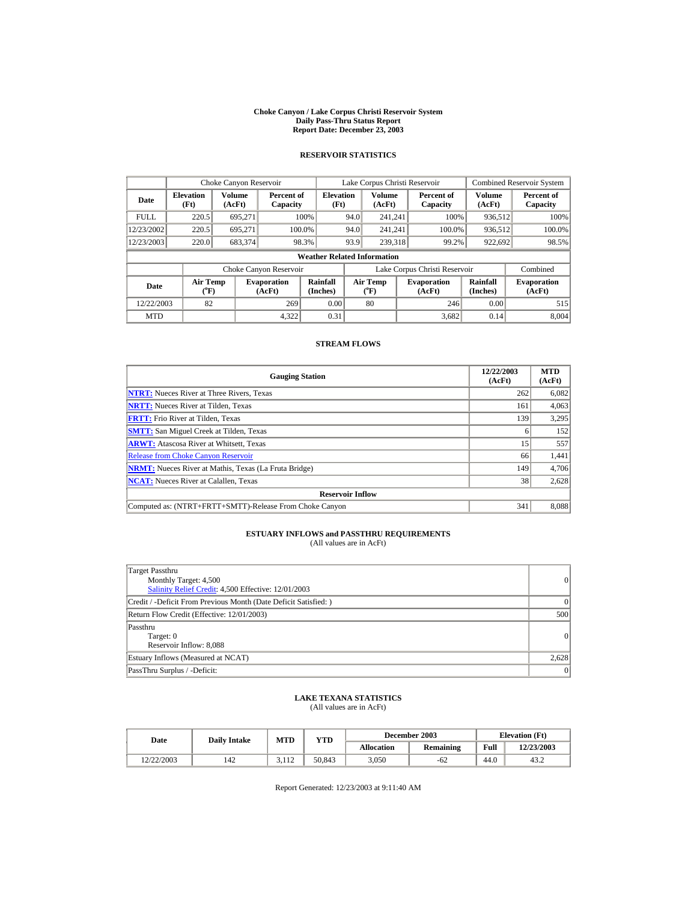# Choke Canyon / Lake Corpus Christi Reservoir System
## Daily Pass-Thru Status Report
## Report Date: December 23, 2003

### RESERVOIR STATISTICS

| Date | Choke Canyon Reservoir | | | Lake Corpus Christi Reservoir | | | Combined Reservoir System | |
|---|---|---|---|---|---|---|---|---|
| | Elevation (Ft) | Volume (AcFt) | Percent of Capacity | Elevation (Ft) | Volume (AcFt) | Percent of Capacity | Volume (AcFt) | Percent of Capacity |
| FULL | 220.5 | 695,271 | 100% | 94.0 | 241,241 | 100% | 936,512 | 100% |
| 12/23/2002 | 220.5 | 695,271 | 100.0% | 94.0 | 241,241 | 100.0% | 936,512 | 100.0% |
| 12/23/2003 | 220.0 | 683,374 | 98.3% | 93.9 | 239,318 | 99.2% | 922,692 | 98.5% |

**Weather Related Information**

| Date | Choke Canyon Reservoir | | | Lake Corpus Christi Reservoir | | | Combined |
|---|---|---|---|---|---|---|---|
| | Air Temp (°F) | Evaporation (AcFt) | Rainfall (Inches) | Air Temp (°F) | Evaporation (AcFt) | Rainfall (Inches) | Evaporation (AcFt) |
| 12/22/2003 | 82 | 269 | 0.00 | 80 | 246 | 0.00 | 515 |
| MTD | | 4,322 | 0.31 | | 3,682 | 0.14 | 8,004 |

### STREAM FLOWS

| Gauging Station | 12/22/2003 (AcFt) | MTD (AcFt) |
|---|---|---|
| NTRT: Nueces River at Three Rivers, Texas | 262 | 6,082 |
| NRTT: Nueces River at Tilden, Texas | 161 | 4,063 |
| FRTT: Frio River at Tilden, Texas | 139 | 3,295 |
| SMTT: San Miguel Creek at Tilden, Texas | 6 | 152 |
| ARWT: Atascosa River at Whitsett, Texas | 15 | 557 |
| Release from Choke Canyon Reservoir | 66 | 1,441 |
| NRMT: Nueces River at Mathis, Texas (La Fruta Bridge) | 149 | 4,706 |
| NCAT: Nueces River at Calallen, Texas | 38 | 2,628 |
| **Reservoir Inflow** | | |
| Computed as: (NTRT+FRTT+SMTT)-Release From Choke Canyon | 341 | 8,088 |

### ESTUARY INFLOWS and PASSTHRU REQUIREMENTS
(All values are in AcFt)

| | |
|---|---|
| Target Passthru<br>Monthly Target: 4,500<br>Salinity Relief Credit: 4,500 Effective: 12/01/2003 | 0 |
| Credit / -Deficit From Previous Month (Date Deficit Satisfied: ) | 0 |
| Return Flow Credit (Effective: 12/01/2003) | 500 |
| Passthru<br>Target: 0<br>Reservoir Inflow: 8,088 | 0 |
| Estuary Inflows (Measured at NCAT) | 2,628 |
| PassThru Surplus / -Deficit: | 0 |

### LAKE TEXANA STATISTICS
(All values are in AcFt)

| Date | Daily Intake | MTD | YTD | December 2003 | | Elevation (Ft) | |
|---|---|---|---|---|---|---|---|
| | | | | Allocation | Remaining | Full | 12/23/2003 |
| 12/22/2003 | 142 | 3,112 | 50,843 | 3,050 | -62 | 44.0 | 43.2 |

Report Generated: 12/23/2003 at 9:11:40 AM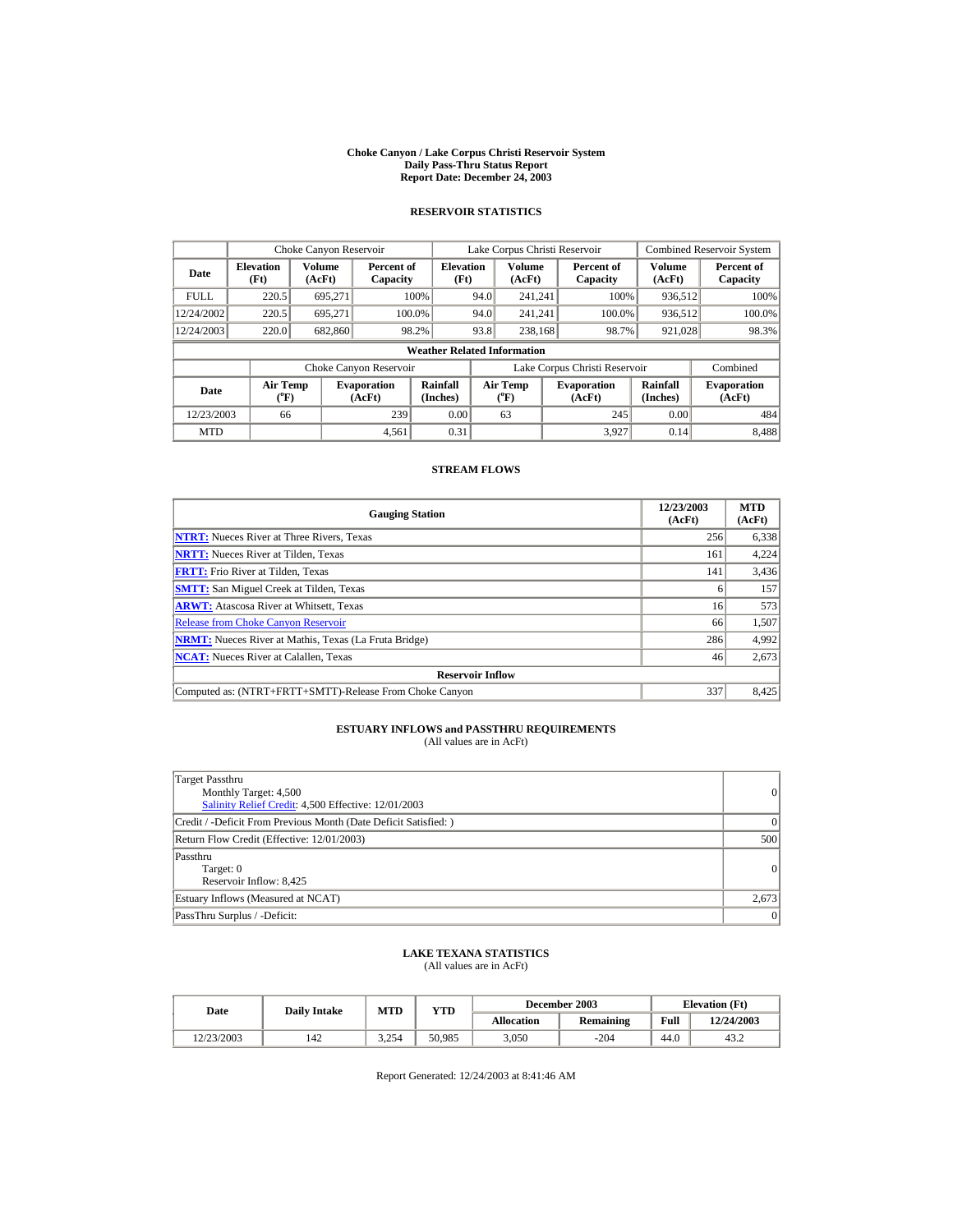# Choke Canyon / Lake Corpus Christi Reservoir System
## Daily Pass-Thru Status Report
## Report Date: December 24, 2003

### RESERVOIR STATISTICS

| | Choke Canyon Reservoir | | | Lake Corpus Christi Reservoir | | | Combined Reservoir System | |
|---|---|---|---|---|---|---|---|---|
| Date | Elevation (Ft) | Volume (AcFt) | Percent of Capacity | Elevation (Ft) | Volume (AcFt) | Percent of Capacity | Volume (AcFt) | Percent of Capacity |
| FULL | 220.5 | 695,271 | 100% | 94.0 | 241,241 | 100% | 936,512 | 100% |
| 12/24/2002 | 220.5 | 695,271 | 100.0% | 94.0 | 241,241 | 100.0% | 936,512 | 100.0% |
| 12/24/2003 | 220.0 | 682,860 | 98.2% | 93.8 | 238,168 | 98.7% | 921,028 | 98.3% |

**Weather Related Information**

| | Choke Canyon Reservoir | | | Lake Corpus Christi Reservoir | | | Combined |
|---|---|---|---|---|---|---|---|
| Date | Air Temp (°F) | Evaporation (AcFt) | Rainfall (Inches) | Air Temp (°F) | Evaporation (AcFt) | Rainfall (Inches) | Evaporation (AcFt) |
| 12/23/2003 | 66 | 239 | 0.00 | 63 | 245 | 0.00 | 484 |
| MTD | | 4,561 | 0.31 | | 3,927 | 0.14 | 8,488 |

### STREAM FLOWS

| Gauging Station | 12/23/2003 (AcFt) | MTD (AcFt) |
|---|---|---|
| NTRT: Nueces River at Three Rivers, Texas | 256 | 6,338 |
| NRTT: Nueces River at Tilden, Texas | 161 | 4,224 |
| FRTT: Frio River at Tilden, Texas | 141 | 3,436 |
| SMTT: San Miguel Creek at Tilden, Texas | 6 | 157 |
| ARWT: Atascosa River at Whitsett, Texas | 16 | 573 |
| Release from Choke Canyon Reservoir | 66 | 1,507 |
| NRMT: Nueces River at Mathis, Texas (La Fruta Bridge) | 286 | 4,992 |
| NCAT: Nueces River at Calallen, Texas | 46 | 2,673 |
| **Reservoir Inflow** | | |
| Computed as: (NTRT+FRTT+SMTT)-Release From Choke Canyon | 337 | 8,425 |

### ESTUARY INFLOWS and PASSTHRU REQUIREMENTS
(All values are in AcFt)

| | |
|---|---|
| Target Passthru<br>Monthly Target: 4,500<br>Salinity Relief Credit: 4,500 Effective: 12/01/2003 | 0 |
| Credit / -Deficit From Previous Month (Date Deficit Satisfied: ) | 0 |
| Return Flow Credit (Effective: 12/01/2003) | 500 |
| Passthru<br>Target: 0<br>Reservoir Inflow: 8,425 | 0 |
| Estuary Inflows (Measured at NCAT) | 2,673 |
| PassThru Surplus / -Deficit: | 0 |

### LAKE TEXANA STATISTICS
(All values are in AcFt)

| Date | Daily Intake | MTD | YTD | December 2003 | | Elevation (Ft) | |
|---|---|---|---|---|---|---|---|
| | | | | Allocation | Remaining | Full | 12/24/2003 |
| 12/23/2003 | 142 | 3,254 | 50,985 | 3,050 | -204 | 44.0 | 43.2 |

Report Generated: 12/24/2003 at 8:41:46 AM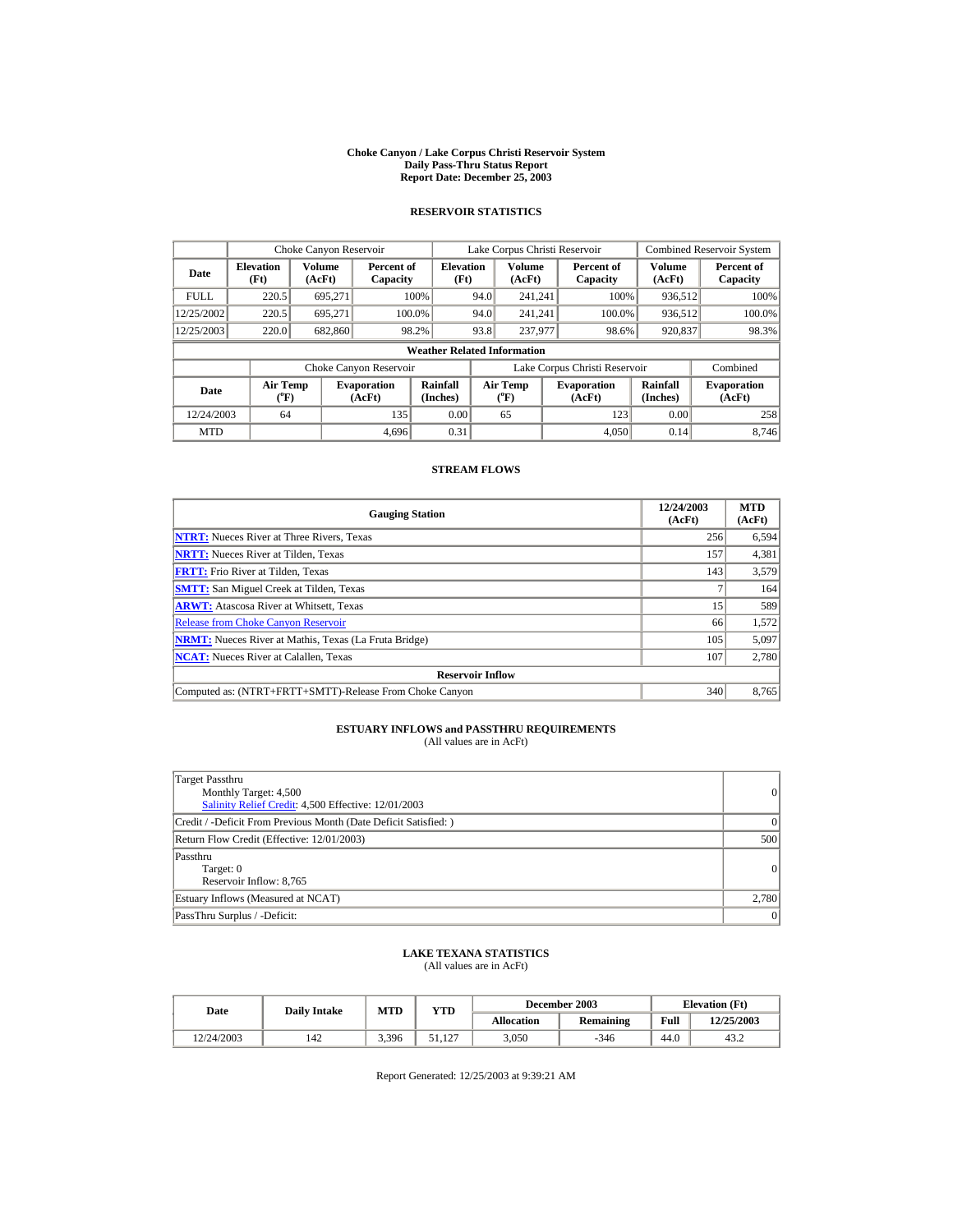# Choke Canyon / Lake Corpus Christi Reservoir System
## Daily Pass-Thru Status Report
## Report Date: December 25, 2003

### RESERVOIR STATISTICS

| | Choke Canyon Reservoir | | | Lake Corpus Christi Reservoir | | | Combined Reservoir System | |
|---|---|---|---|---|---|---|---|---|
| Date | Elevation (Ft) | Volume (AcFt) | Percent of Capacity | Elevation (Ft) | Volume (AcFt) | Percent of Capacity | Volume (AcFt) | Percent of Capacity |
| FULL | 220.5 | 695,271 | 100% | 94.0 | 241,241 | 100% | 936,512 | 100% |
| 12/25/2002 | 220.5 | 695,271 | 100.0% | 94.0 | 241,241 | 100.0% | 936,512 | 100.0% |
| 12/25/2003 | 220.0 | 682,860 | 98.2% | 93.8 | 237,977 | 98.6% | 920,837 | 98.3% |

**Weather Related Information**

| | Choke Canyon Reservoir | | | Lake Corpus Christi Reservoir | | | Combined |
|---|---|---|---|---|---|---|---|
| Date | Air Temp (°F) | Evaporation (AcFt) | Rainfall (Inches) | Air Temp (°F) | Evaporation (AcFt) | Rainfall (Inches) | Evaporation (AcFt) |
| 12/24/2003 | 64 | 135 | 0.00 | 65 | 123 | 0.00 | 258 |
| MTD | | 4,696 | 0.31 | | 4,050 | 0.14 | 8,746 |

### STREAM FLOWS

| Gauging Station | 12/24/2003 (AcFt) | MTD (AcFt) |
|---|---|---|
| NTRT: Nueces River at Three Rivers, Texas | 256 | 6,594 |
| NRTT: Nueces River at Tilden, Texas | 157 | 4,381 |
| FRTT: Frio River at Tilden, Texas | 143 | 3,579 |
| SMTT: San Miguel Creek at Tilden, Texas | 7 | 164 |
| ARWT: Atascosa River at Whitsett, Texas | 15 | 589 |
| Release from Choke Canyon Reservoir | 66 | 1,572 |
| NRMT: Nueces River at Mathis, Texas (La Fruta Bridge) | 105 | 5,097 |
| NCAT: Nueces River at Calallen, Texas | 107 | 2,780 |
| **Reservoir Inflow** | | |
| Computed as: (NTRT+FRTT+SMTT)-Release From Choke Canyon | 340 | 8,765 |

### ESTUARY INFLOWS and PASSTHRU REQUIREMENTS
(All values are in AcFt)

| | |
|---|---|
| Target Passthru<br>Monthly Target: 4,500<br>Salinity Relief Credit: 4,500 Effective: 12/01/2003 | 0 |
| Credit / -Deficit From Previous Month (Date Deficit Satisfied: ) | 0 |
| Return Flow Credit (Effective: 12/01/2003) | 500 |
| Passthru<br>Target: 0<br>Reservoir Inflow: 8,765 | 0 |
| Estuary Inflows (Measured at NCAT) | 2,780 |
| PassThru Surplus / -Deficit: | 0 |

### LAKE TEXANA STATISTICS
(All values are in AcFt)

| Date | Daily Intake | MTD | YTD | December 2003 | | Elevation (Ft) | |
|---|---|---|---|---|---|---|---|
| | | | | Allocation | Remaining | Full | 12/25/2003 |
| 12/24/2003 | 142 | 3,396 | 51,127 | 3,050 | -346 | 44.0 | 43.2 |

Report Generated: 12/25/2003 at 9:39:21 AM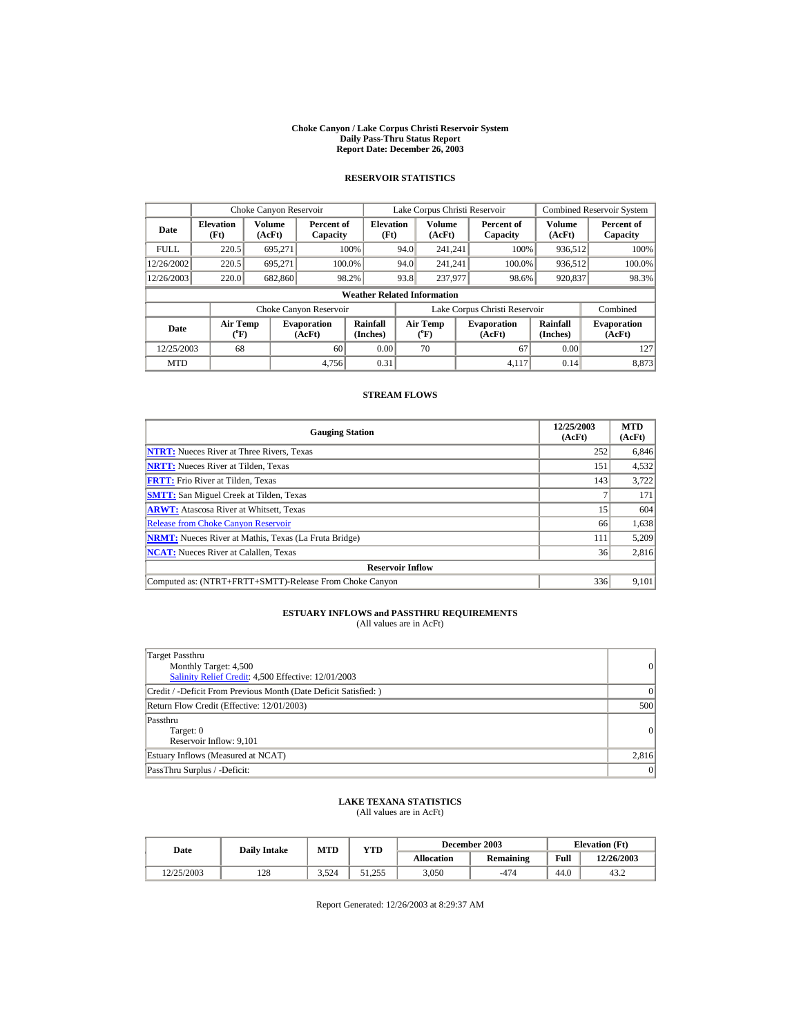# Choke Canyon / Lake Corpus Christi Reservoir System
## Daily Pass-Thru Status Report
## Report Date: December 26, 2003

### RESERVOIR STATISTICS

| | Choke Canyon Reservoir | | | Lake Corpus Christi Reservoir | | | Combined Reservoir System | |
|---|---|---|---|---|---|---|---|---|
| Date | Elevation (Ft) | Volume (AcFt) | Percent of Capacity | Elevation (Ft) | Volume (AcFt) | Percent of Capacity | Volume (AcFt) | Percent of Capacity |
| FULL | 220.5 | 695,271 | 100% | 94.0 | 241,241 | 100% | 936,512 | 100% |
| 12/26/2002 | 220.5 | 695,271 | 100.0% | 94.0 | 241,241 | 100.0% | 936,512 | 100.0% |
| 12/26/2003 | 220.0 | 682,860 | 98.2% | 93.8 | 237,977 | 98.6% | 920,837 | 98.3% |

**Weather Related Information**

| | Choke Canyon Reservoir | | | Lake Corpus Christi Reservoir | | | Combined |
|---|---|---|---|---|---|---|---|
| Date | Air Temp (°F) | Evaporation (AcFt) | Rainfall (Inches) | Air Temp (°F) | Evaporation (AcFt) | Rainfall (Inches) | Evaporation (AcFt) |
| 12/25/2003 | 68 | 60 | 0.00 | 70 | 67 | 0.00 | 127 |
| MTD | | 4,756 | 0.31 | | 4,117 | 0.14 | 8,873 |

### STREAM FLOWS

| Gauging Station | 12/25/2003 (AcFt) | MTD (AcFt) |
|---|---|---|
| **NTRT:** Nueces River at Three Rivers, Texas | 252 | 6,846 |
| **NRTT:** Nueces River at Tilden, Texas | 151 | 4,532 |
| **FRTT:** Frio River at Tilden, Texas | 143 | 3,722 |
| **SMTT:** San Miguel Creek at Tilden, Texas | 7 | 171 |
| **ARWT:** Atascosa River at Whitsett, Texas | 15 | 604 |
| Release from Choke Canyon Reservoir | 66 | 1,638 |
| **NRMT:** Nueces River at Mathis, Texas (La Fruta Bridge) | 111 | 5,209 |
| **NCAT:** Nueces River at Calallen, Texas | 36 | 2,816 |
| **Reservoir Inflow** | | |
| Computed as: (NTRT+FRTT+SMTT)-Release From Choke Canyon | 336 | 9,101 |

### ESTUARY INFLOWS and PASSTHRU REQUIREMENTS
(All values are in AcFt)

| | |
|---|---|
| Target Passthru<br>Monthly Target: 4,500<br>Salinity Relief Credit: 4,500 Effective: 12/01/2003 | 0 |
| Credit / -Deficit From Previous Month (Date Deficit Satisfied: ) | 0 |
| Return Flow Credit (Effective: 12/01/2003) | 500 |
| Passthru<br>Target: 0<br>Reservoir Inflow: 9,101 | 0 |
| Estuary Inflows (Measured at NCAT) | 2,816 |
| PassThru Surplus / -Deficit: | 0 |

### LAKE TEXANA STATISTICS
(All values are in AcFt)

| Date | Daily Intake | MTD | YTD | December 2003 | | Elevation (Ft) | |
|---|---|---|---|---|---|---|---|
| | | | | Allocation | Remaining | Full | 12/26/2003 |
| 12/25/2003 | 128 | 3,524 | 51,255 | 3,050 | -474 | 44.0 | 43.2 |

Report Generated: 12/26/2003 at 8:29:37 AM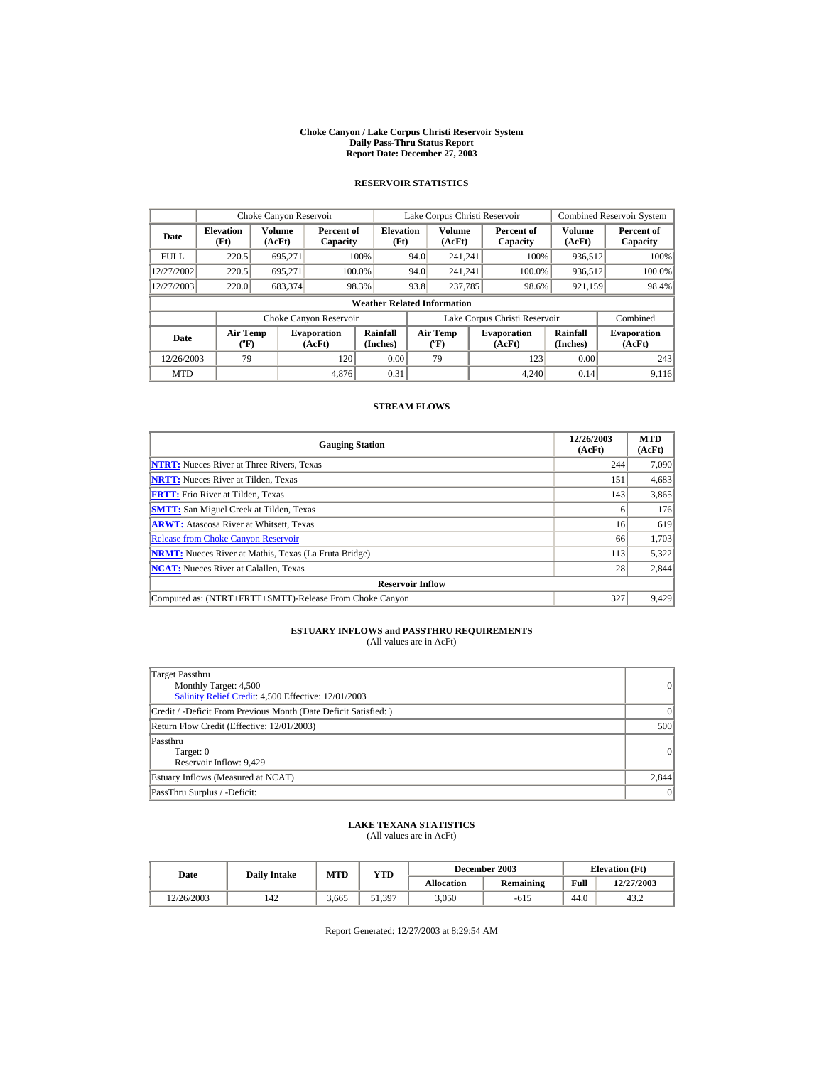**Choke Canyon / Lake Corpus Christi Reservoir System**
**Daily Pass-Thru Status Report**
**Report Date: December 27, 2003**

## RESERVOIR STATISTICS

| | Choke Canyon Reservoir | | | Lake Corpus Christi Reservoir | | | Combined Reservoir System | |
|---|---|---|---|---|---|---|---|---|
| Date | Elevation (Ft) | Volume (AcFt) | Percent of Capacity | Elevation (Ft) | Volume (AcFt) | Percent of Capacity | Volume (AcFt) | Percent of Capacity |
| FULL | 220.5 | 695,271 | 100% | 94.0 | 241,241 | 100% | 936,512 | 100% |
| 12/27/2002 | 220.5 | 695,271 | 100.0% | 94.0 | 241,241 | 100.0% | 936,512 | 100.0% |
| 12/27/2003 | 220.0 | 683,374 | 98.3% | 93.8 | 237,785 | 98.6% | 921,159 | 98.4% |

**Weather Related Information**

| | Choke Canyon Reservoir | | | Lake Corpus Christi Reservoir | | | Combined |
|---|---|---|---|---|---|---|---|
| Date | Air Temp (°F) | Evaporation (AcFt) | Rainfall (Inches) | Air Temp (°F) | Evaporation (AcFt) | Rainfall (Inches) | Evaporation (AcFt) |
| 12/26/2003 | 79 | 120 | 0.00 | 79 | 123 | 0.00 | 243 |
| MTD | | 4,876 | 0.31 | | 4,240 | 0.14 | 9,116 |

## STREAM FLOWS

| Gauging Station | 12/26/2003 (AcFt) | MTD (AcFt) |
|---|---|---|
| NTRT: Nueces River at Three Rivers, Texas | 244 | 7,090 |
| NRTT: Nueces River at Tilden, Texas | 151 | 4,683 |
| FRTT: Frio River at Tilden, Texas | 143 | 3,865 |
| SMTT: San Miguel Creek at Tilden, Texas | 6 | 176 |
| ARWT: Atascosa River at Whitsett, Texas | 16 | 619 |
| Release from Choke Canyon Reservoir | 66 | 1,703 |
| NRMT: Nueces River at Mathis, Texas (La Fruta Bridge) | 113 | 5,322 |
| NCAT: Nueces River at Calallen, Texas | 28 | 2,844 |
| **Reservoir Inflow** | | |
| Computed as: (NTRT+FRTT+SMTT)-Release From Choke Canyon | 327 | 9,429 |

## ESTUARY INFLOWS and PASSTHRU REQUIREMENTS

(All values are in AcFt)

| | |
|---|---|
| Target Passthru<br>Monthly Target: 4,500<br>Salinity Relief Credit: 4,500 Effective: 12/01/2003 | 0 |
| Credit / -Deficit From Previous Month (Date Deficit Satisfied: ) | 0 |
| Return Flow Credit (Effective: 12/01/2003) | 500 |
| Passthru<br>Target: 0<br>Reservoir Inflow: 9,429 | 0 |
| Estuary Inflows (Measured at NCAT) | 2,844 |
| PassThru Surplus / -Deficit: | 0 |

## LAKE TEXANA STATISTICS

(All values are in AcFt)

| Date | Daily Intake | MTD | YTD | December 2003 | | Elevation (Ft) | |
|---|---|---|---|---|---|---|---|
| | | | | Allocation | Remaining | Full | 12/27/2003 |
| 12/26/2003 | 142 | 3,665 | 51,397 | 3,050 | -615 | 44.0 | 43.2 |

Report Generated: 12/27/2003 at 8:29:54 AM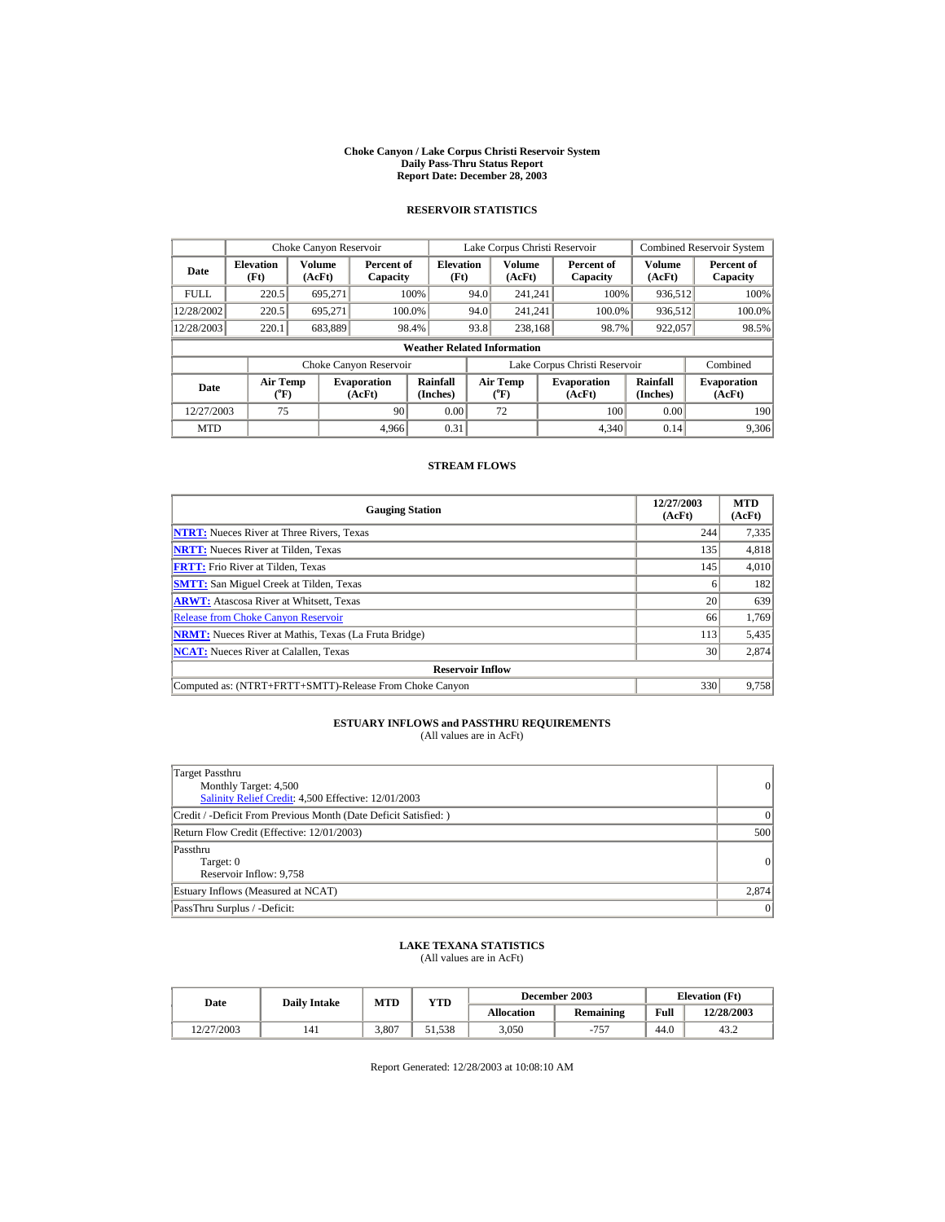# Choke Canyon / Lake Corpus Christi Reservoir System
## Daily Pass-Thru Status Report
## Report Date: December 28, 2003

### RESERVOIR STATISTICS

| | Choke Canyon Reservoir | | | Lake Corpus Christi Reservoir | | | Combined Reservoir System | |
|---|---|---|---|---|---|---|---|---|
| Date | Elevation (Ft) | Volume (AcFt) | Percent of Capacity | Elevation (Ft) | Volume (AcFt) | Percent of Capacity | Volume (AcFt) | Percent of Capacity |
| FULL | 220.5 | 695,271 | 100% | 94.0 | 241,241 | 100% | 936,512 | 100% |
| 12/28/2002 | 220.5 | 695,271 | 100.0% | 94.0 | 241,241 | 100.0% | 936,512 | 100.0% |
| 12/28/2003 | 220.1 | 683,889 | 98.4% | 93.8 | 238,168 | 98.7% | 922,057 | 98.5% |

**Weather Related Information**

| | Choke Canyon Reservoir | | | Lake Corpus Christi Reservoir | | | Combined |
|---|---|---|---|---|---|---|---|
| Date | Air Temp (°F) | Evaporation (AcFt) | Rainfall (Inches) | Air Temp (°F) | Evaporation (AcFt) | Rainfall (Inches) | Evaporation (AcFt) |
| 12/27/2003 | 75 | 90 | 0.00 | 72 | 100 | 0.00 | 190 |
| MTD | | 4,966 | 0.31 | | 4,340 | 0.14 | 9,306 |

### STREAM FLOWS

| Gauging Station | 12/27/2003 (AcFt) | MTD (AcFt) |
|---|---|---|
| **NTRT:** Nueces River at Three Rivers, Texas | 244 | 7,335 |
| **NRTT:** Nueces River at Tilden, Texas | 135 | 4,818 |
| **FRTT:** Frio River at Tilden, Texas | 145 | 4,010 |
| **SMTT:** San Miguel Creek at Tilden, Texas | 6 | 182 |
| **ARWT:** Atascosa River at Whitsett, Texas | 20 | 639 |
| Release from Choke Canyon Reservoir | 66 | 1,769 |
| **NRMT:** Nueces River at Mathis, Texas (La Fruta Bridge) | 113 | 5,435 |
| **NCAT:** Nueces River at Calallen, Texas | 30 | 2,874 |
| **Reservoir Inflow** | | |
| Computed as: (NTRT+FRTT+SMTT)-Release From Choke Canyon | 330 | 9,758 |

### ESTUARY INFLOWS and PASSTHRU REQUIREMENTS
(All values are in AcFt)

| | |
|---|---|
| Target Passthru<br>Monthly Target: 4,500<br>Salinity Relief Credit: 4,500 Effective: 12/01/2003 | 0 |
| Credit / -Deficit From Previous Month (Date Deficit Satisfied: ) | 0 |
| Return Flow Credit (Effective: 12/01/2003) | 500 |
| Passthru<br>Target: 0<br>Reservoir Inflow: 9,758 | 0 |
| Estuary Inflows (Measured at NCAT) | 2,874 |
| PassThru Surplus / -Deficit: | 0 |

### LAKE TEXANA STATISTICS
(All values are in AcFt)

| Date | Daily Intake | MTD | YTD | December 2003 | | Elevation (Ft) | |
|---|---|---|---|---|---|---|---|
| | | | | Allocation | Remaining | Full | 12/28/2003 |
| 12/27/2003 | 141 | 3,807 | 51,538 | 3,050 | -757 | 44.0 | 43.2 |

Report Generated: 12/28/2003 at 10:08:10 AM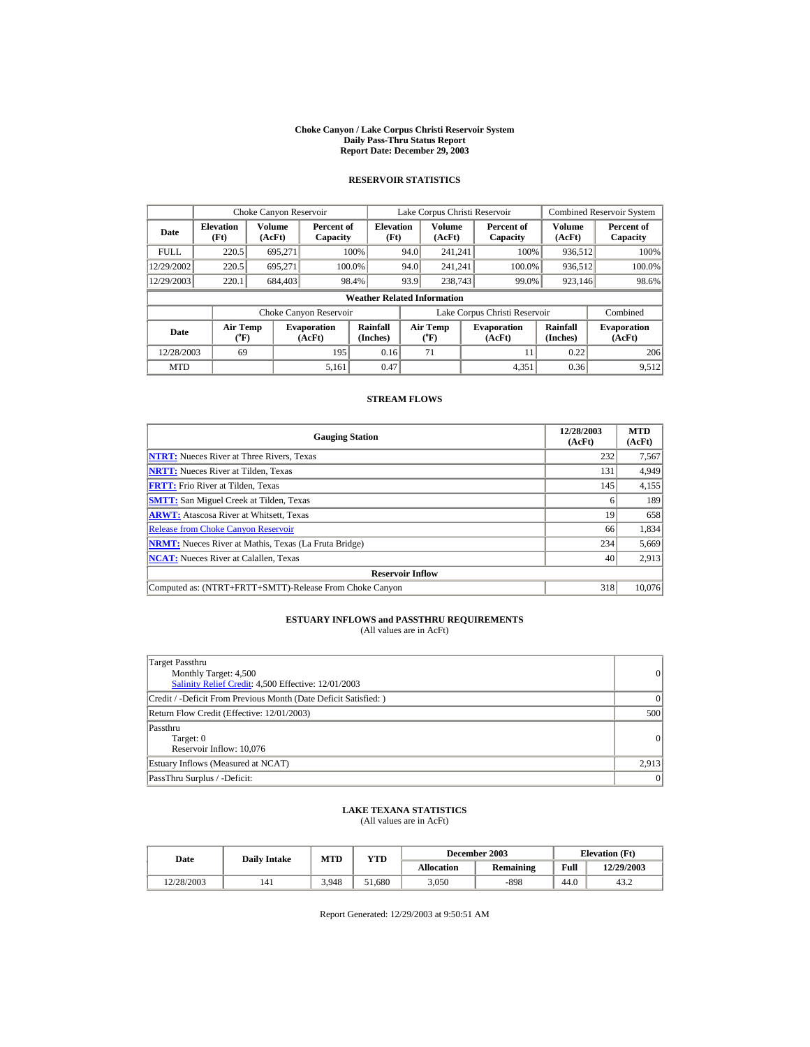**Choke Canyon / Lake Corpus Christi Reservoir System**
**Daily Pass-Thru Status Report**
**Report Date: December 29, 2003**

## RESERVOIR STATISTICS

| | Choke Canyon Reservoir | | | Lake Corpus Christi Reservoir | | | Combined Reservoir System | |
|---|---|---|---|---|---|---|---|---|
| Date | Elevation (Ft) | Volume (AcFt) | Percent of Capacity | Elevation (Ft) | Volume (AcFt) | Percent of Capacity | Volume (AcFt) | Percent of Capacity |
| FULL | 220.5 | 695,271 | 100% | 94.0 | 241,241 | 100% | 936,512 | 100% |
| 12/29/2002 | 220.5 | 695,271 | 100.0% | 94.0 | 241,241 | 100.0% | 936,512 | 100.0% |
| 12/29/2003 | 220.1 | 684,403 | 98.4% | 93.9 | 238,743 | 99.0% | 923,146 | 98.6% |

**Weather Related Information**

| | Choke Canyon Reservoir | | | Lake Corpus Christi Reservoir | | | Combined |
|---|---|---|---|---|---|---|---|
| Date | Air Temp (°F) | Evaporation (AcFt) | Rainfall (Inches) | Air Temp (°F) | Evaporation (AcFt) | Rainfall (Inches) | Evaporation (AcFt) |
| 12/28/2003 | 69 | 195 | 0.16 | 71 | 11 | 0.22 | 206 |
| MTD | | 5,161 | 0.47 | | 4,351 | 0.36 | 9,512 |

## STREAM FLOWS

| Gauging Station | 12/28/2003 (AcFt) | MTD (AcFt) |
|---|---|---|
| **NTRT:** Nueces River at Three Rivers, Texas | 232 | 7,567 |
| **NRTT:** Nueces River at Tilden, Texas | 131 | 4,949 |
| **FRTT:** Frio River at Tilden, Texas | 145 | 4,155 |
| **SMTT:** San Miguel Creek at Tilden, Texas | 6 | 189 |
| **ARWT:** Atascosa River at Whitsett, Texas | 19 | 658 |
| Release from Choke Canyon Reservoir | 66 | 1,834 |
| **NRMT:** Nueces River at Mathis, Texas (La Fruta Bridge) | 234 | 5,669 |
| **NCAT:** Nueces River at Calallen, Texas | 40 | 2,913 |
| **Reservoir Inflow** | | |
| Computed as: (NTRT+FRTT+SMTT)-Release From Choke Canyon | 318 | 10,076 |

## ESTUARY INFLOWS and PASSTHRU REQUIREMENTS

(All values are in AcFt)

| | |
|---|---|
| Target Passthru<br>Monthly Target: 4,500<br>Salinity Relief Credit: 4,500 Effective: 12/01/2003 | 0 |
| Credit / -Deficit From Previous Month (Date Deficit Satisfied: ) | 0 |
| Return Flow Credit (Effective: 12/01/2003) | 500 |
| Passthru<br>Target: 0<br>Reservoir Inflow: 10,076 | 0 |
| Estuary Inflows (Measured at NCAT) | 2,913 |
| PassThru Surplus / -Deficit: | 0 |

## LAKE TEXANA STATISTICS

(All values are in AcFt)

| Date | Daily Intake | MTD | YTD | December 2003 | | Elevation (Ft) | |
|---|---|---|---|---|---|---|---|
| | | | | Allocation | Remaining | Full | 12/29/2003 |
| 12/28/2003 | 141 | 3,948 | 51,680 | 3,050 | -898 | 44.0 | 43.2 |

Report Generated: 12/29/2003 at 9:50:51 AM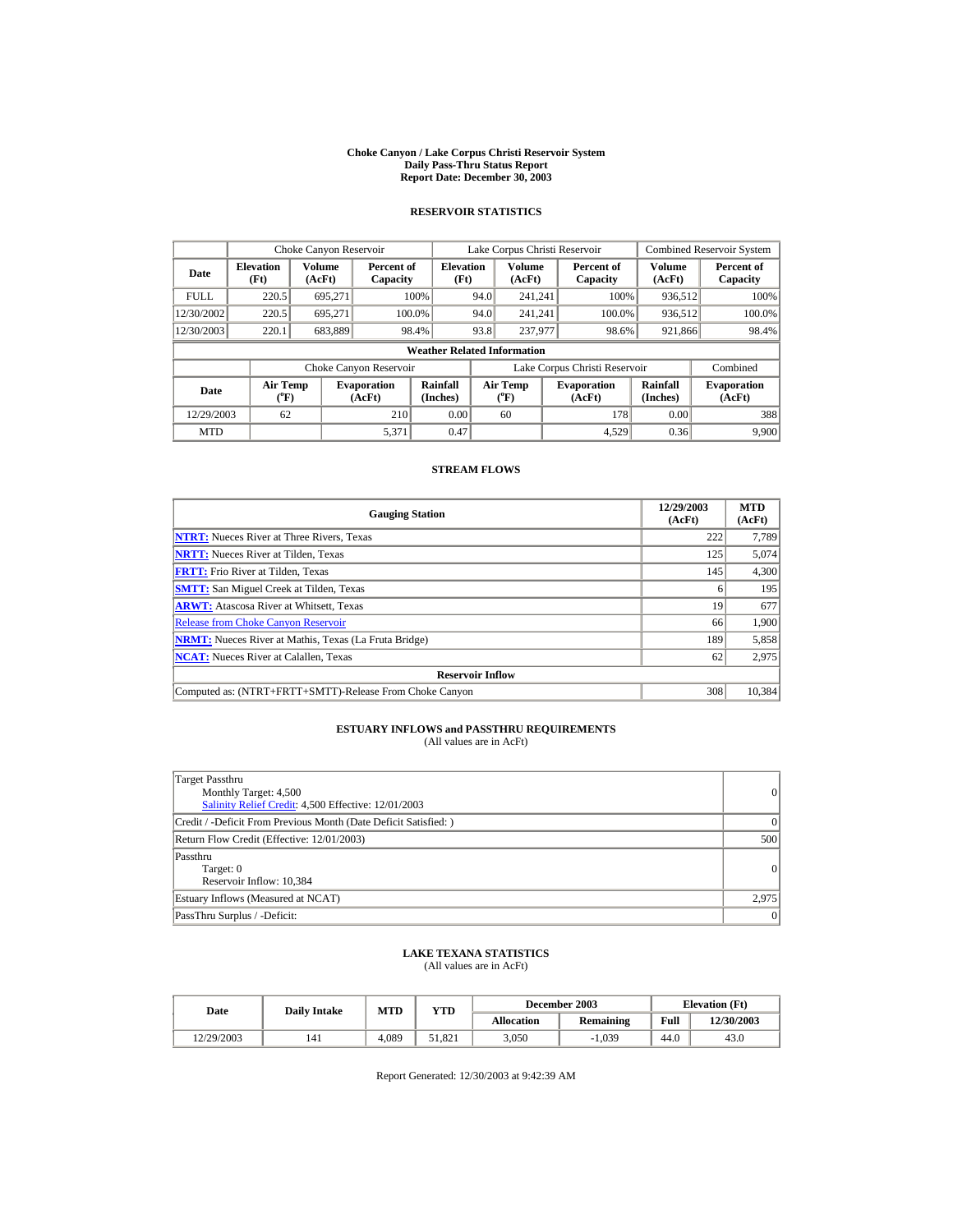# Choke Canyon / Lake Corpus Christi Reservoir System
## Daily Pass-Thru Status Report
## Report Date: December 30, 2003

### RESERVOIR STATISTICS

| Date | Choke Canyon Reservoir | | | Lake Corpus Christi Reservoir | | | Combined Reservoir System | |
|---|---|---|---|---|---|---|---|---|
| | Elevation (Ft) | Volume (AcFt) | Percent of Capacity | Elevation (Ft) | Volume (AcFt) | Percent of Capacity | Volume (AcFt) | Percent of Capacity |
| FULL | 220.5 | 695,271 | 100% | 94.0 | 241,241 | 100% | 936,512 | 100% |
| 12/30/2002 | 220.5 | 695,271 | 100.0% | 94.0 | 241,241 | 100.0% | 936,512 | 100.0% |
| 12/30/2003 | 220.1 | 683,889 | 98.4% | 93.8 | 237,977 | 98.6% | 921,866 | 98.4% |

**Weather Related Information**

| Date | Choke Canyon Reservoir | | | Lake Corpus Christi Reservoir | | | Combined |
|---|---|---|---|---|---|---|---|
| | Air Temp (°F) | Evaporation (AcFt) | Rainfall (Inches) | Air Temp (°F) | Evaporation (AcFt) | Rainfall (Inches) | Evaporation (AcFt) |
| 12/29/2003 | 62 | 210 | 0.00 | 60 | 178 | 0.00 | 388 |
| MTD | | 5,371 | 0.47 | | 4,529 | 0.36 | 9,900 |

### STREAM FLOWS

| Gauging Station | 12/29/2003 (AcFt) | MTD (AcFt) |
|---|---|---|
| **NTRT:** Nueces River at Three Rivers, Texas | 222 | 7,789 |
| **NRTT:** Nueces River at Tilden, Texas | 125 | 5,074 |
| **FRTT:** Frio River at Tilden, Texas | 145 | 4,300 |
| **SMTT:** San Miguel Creek at Tilden, Texas | 6 | 195 |
| **ARWT:** Atascosa River at Whitsett, Texas | 19 | 677 |
| Release from Choke Canyon Reservoir | 66 | 1,900 |
| **NRMT:** Nueces River at Mathis, Texas (La Fruta Bridge) | 189 | 5,858 |
| **NCAT:** Nueces River at Calallen, Texas | 62 | 2,975 |
| **Reservoir Inflow** | | |
| Computed as: (NTRT+FRTT+SMTT)-Release From Choke Canyon | 308 | 10,384 |

### ESTUARY INFLOWS and PASSTHRU REQUIREMENTS
(All values are in AcFt)

| | |
|---|---|
| Target Passthru<br>Monthly Target: 4,500<br>Salinity Relief Credit: 4,500 Effective: 12/01/2003 | 0 |
| Credit / -Deficit From Previous Month (Date Deficit Satisfied: ) | 0 |
| Return Flow Credit (Effective: 12/01/2003) | 500 |
| Passthru<br>Target: 0<br>Reservoir Inflow: 10,384 | 0 |
| Estuary Inflows (Measured at NCAT) | 2,975 |
| PassThru Surplus / -Deficit: | 0 |

### LAKE TEXANA STATISTICS
(All values are in AcFt)

| Date | Daily Intake | MTD | YTD | December 2003 | | Elevation (Ft) | |
|---|---|---|---|---|---|---|---|
| | | | | Allocation | Remaining | Full | 12/30/2003 |
| 12/29/2003 | 141 | 4,089 | 51,821 | 3,050 | -1,039 | 44.0 | 43.0 |

Report Generated: 12/30/2003 at 9:42:39 AM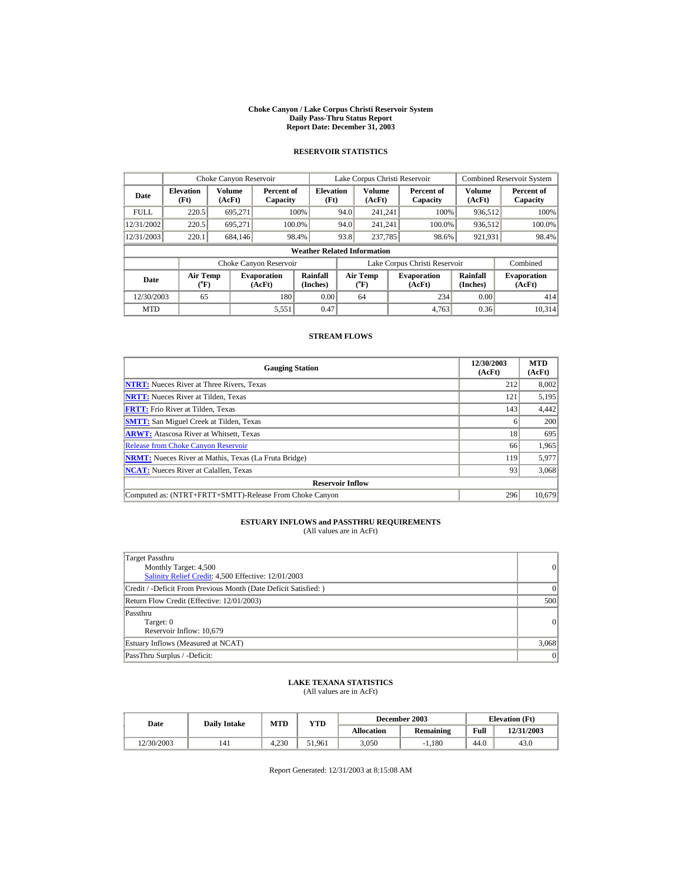# Choke Canyon / Lake Corpus Christi Reservoir System
## Daily Pass-Thru Status Report
## Report Date: December 31, 2003

### RESERVOIR STATISTICS

| | Choke Canyon Reservoir | | | Lake Corpus Christi Reservoir | | | Combined Reservoir System | |
|---|---|---|---|---|---|---|---|---|
| Date | Elevation (Ft) | Volume (AcFt) | Percent of Capacity | Elevation (Ft) | Volume (AcFt) | Percent of Capacity | Volume (AcFt) | Percent of Capacity |
| FULL | 220.5 | 695,271 | 100% | 94.0 | 241,241 | 100% | 936,512 | 100% |
| 12/31/2002 | 220.5 | 695,271 | 100.0% | 94.0 | 241,241 | 100.0% | 936,512 | 100.0% |
| 12/31/2003 | 220.1 | 684,146 | 98.4% | 93.8 | 237,785 | 98.6% | 921,931 | 98.4% |

**Weather Related Information**

| | Choke Canyon Reservoir | | | Lake Corpus Christi Reservoir | | | Combined |
|---|---|---|---|---|---|---|---|
| Date | Air Temp (°F) | Evaporation (AcFt) | Rainfall (Inches) | Air Temp (°F) | Evaporation (AcFt) | Rainfall (Inches) | Evaporation (AcFt) |
| 12/30/2003 | 65 | 180 | 0.00 | 64 | 234 | 0.00 | 414 |
| MTD | | 5,551 | 0.47 | | 4,763 | 0.36 | 10,314 |

### STREAM FLOWS

| Gauging Station | 12/30/2003 (AcFt) | MTD (AcFt) |
|---|---|---|
| **NTRT:** Nueces River at Three Rivers, Texas | 212 | 8,002 |
| **NRTT:** Nueces River at Tilden, Texas | 121 | 5,195 |
| **FRTT:** Frio River at Tilden, Texas | 143 | 4,442 |
| **SMTT:** San Miguel Creek at Tilden, Texas | 6 | 200 |
| **ARWT:** Atascosa River at Whitsett, Texas | 18 | 695 |
| Release from Choke Canyon Reservoir | 66 | 1,965 |
| **NRMT:** Nueces River at Mathis, Texas (La Fruta Bridge) | 119 | 5,977 |
| **NCAT:** Nueces River at Calallen, Texas | 93 | 3,068 |
| **Reservoir Inflow** | | |
| Computed as: (NTRT+FRTT+SMTT)-Release From Choke Canyon | 296 | 10,679 |

### ESTUARY INFLOWS and PASSTHRU REQUIREMENTS
(All values are in AcFt)

| | |
|---|---|
| Target Passthru<br>Monthly Target: 4,500<br>Salinity Relief Credit: 4,500 Effective: 12/01/2003 | 0 |
| Credit / -Deficit From Previous Month (Date Deficit Satisfied: ) | 0 |
| Return Flow Credit (Effective: 12/01/2003) | 500 |
| Passthru<br>Target: 0<br>Reservoir Inflow: 10,679 | 0 |
| Estuary Inflows (Measured at NCAT) | 3,068 |
| PassThru Surplus / -Deficit: | 0 |

### LAKE TEXANA STATISTICS
(All values are in AcFt)

| Date | Daily Intake | MTD | YTD | December 2003 | | Elevation (Ft) | |
|---|---|---|---|---|---|---|---|
| | | | | Allocation | Remaining | Full | 12/31/2003 |
| 12/30/2003 | 141 | 4,230 | 51,961 | 3,050 | -1,180 | 44.0 | 43.0 |

Report Generated: 12/31/2003 at 8:15:08 AM